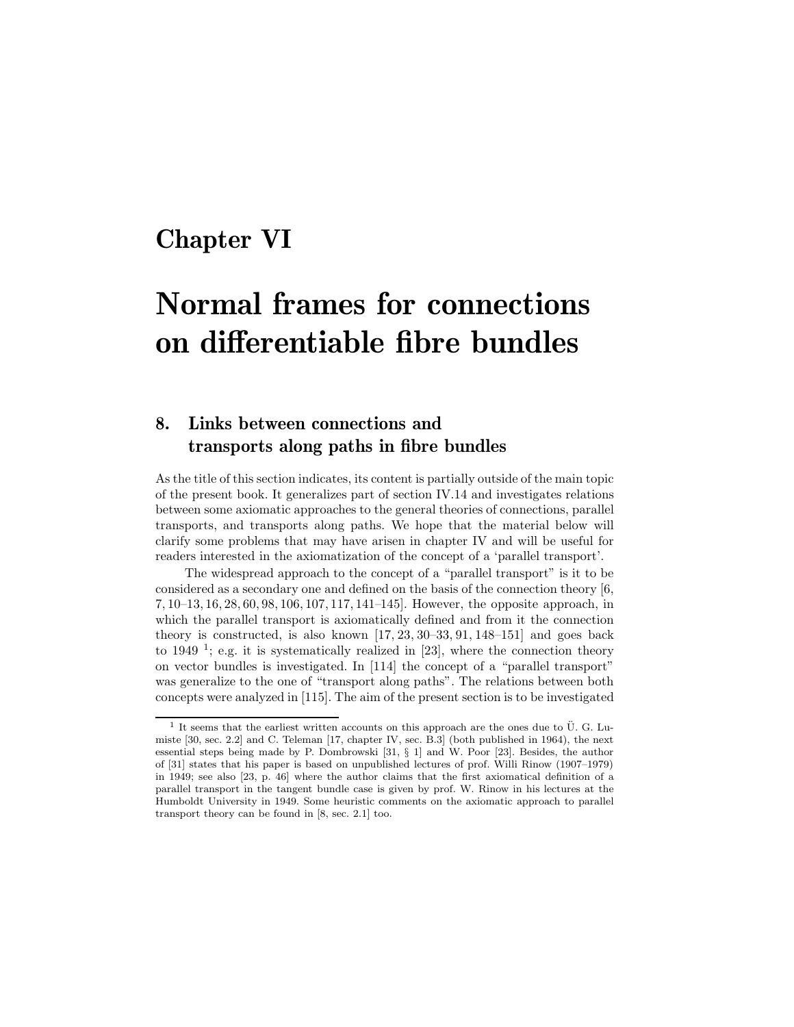# Chapter VI

# Normal frames for connections on differentiable fibre bundles

## 8. Links between connections and transports along paths in fibre bundles

As the title of this section indicates, its content is partially outside of the main topic of the present book. It generalizes part of section IV.14 and investigates relations between some axiomatic approaches to the general theories of connections, parallel transports, and transports along paths. We hope that the material below will clarify some problems that may have arisen in chapter IV and will be useful for readers interested in the axiomatization of the concept of a 'parallel transport'.

The widespread approach to the concept of a "parallel transport" is it to be considered as a secondary one and defined on the basis of the connection theory [6, 7, 10–13, 16, 28, 60, 98, 106, 107, 117, 141–145]. However, the opposite approach, in which the parallel transport is axiomatically defined and from it the connection theory is constructed, is also known [17, 23, 30–33, 91, 148–151] and goes back to 1949 [1]; e.g. it is systematically realized in [23], where the connection theory on vector bundles is investigated. In [114] the concept of a "parallel transport" was generalize to the one of "transport along paths". The relations between both concepts were analyzed in [115]. The aim of the present section is to be investigated

---

[1] It seems that the earliest written accounts on this approach are the ones due to Ü. G. Lumiste [30, sec. 2.2] and C. Teleman [17, chapter IV, sec. B.3] (both published in 1964), the next essential steps being made by P. Dombrowski [31, § 1] and W. Poor [23]. Besides, the author of [31] states that his paper is based on unpublished lectures of prof. Willi Rinow (1907–1979) in 1949; see also [23, p. 46] where the author claims that the first axiomatical definition of a parallel transport in the tangent bundle case is given by prof. W. Rinow in his lectures at the Humboldt University in 1949. Some heuristic comments on the axiomatic approach to parallel transport theory can be found in [8, sec. 2.1] too.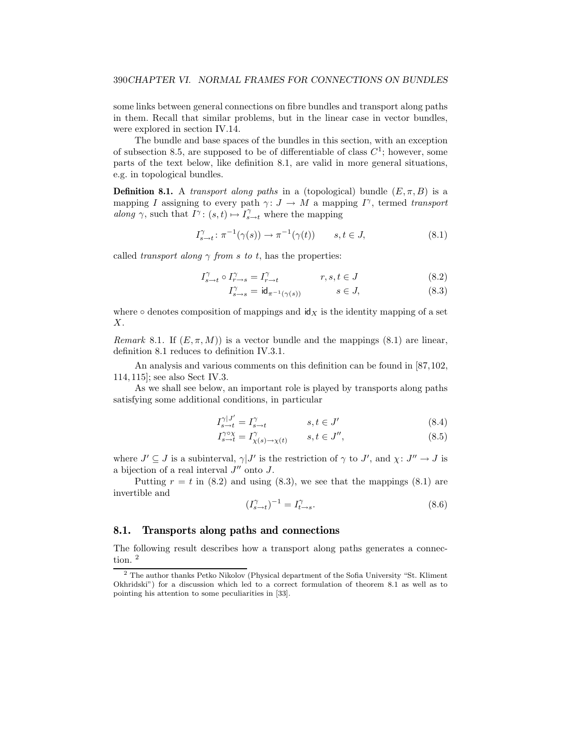some links between general connections on fibre bundles and transport along paths in them. Recall that similar problems, but in the linear case in vector bundles, were explored in section IV.14.

The bundle and base spaces of the bundles in this section, with an exception of subsection 8.5, are supposed to be of differentiable of class $C^1$; however, some parts of the text below, like definition 8.1, are valid in more general situations, e.g. in topological bundles.

**Definition 8.1.** A *transport along paths* in a (topological) bundle $(E, \pi, B)$ is a mapping $I$ assigning to every path $\gamma\colon J \to M$ a mapping $I^\gamma$, termed *transport along* $\gamma$, such that $I^\gamma\colon (s,t) \mapsto I^\gamma_{s\to t}$ where the mapping

$$I^\gamma_{s\to t}\colon \pi^{-1}(\gamma(s)) \to \pi^{-1}(\gamma(t)) \qquad s,t \in J, \tag{8.1}$$

called *transport along* $\gamma$ *from* $s$ *to* $t$, has the properties:

$$I^\gamma_{s\to t} \circ I^\gamma_{r\to s} = I^\gamma_{r\to t} \qquad r,s,t \in J \tag{8.2}$$

$$I^\gamma_{s\to s} = \mathsf{id}_{\pi^{-1}(\gamma(s))} \qquad s \in J, \tag{8.3}$$

where $\circ$ denotes composition of mappings and $\mathsf{id}_X$ is the identity mapping of a set $X$.

*Remark* 8.1. If $(E, \pi, M))$ is a vector bundle and the mappings (8.1) are linear, definition 8.1 reduces to definition IV.3.1.

An analysis and various comments on this definition can be found in [87, 102, 114, 115]; see also Sect IV.3.

As we shall see below, an important role is played by transports along paths satisfying some additional conditions, in particular

$$I^{\gamma|J'}_{s\to t} = I^\gamma_{s\to t} \qquad s,t \in J' \tag{8.4}$$

$$I^{\gamma\circ\chi}_{s\to t} = I^\gamma_{\chi(s)\to\chi(t)} \qquad s,t \in J'', \tag{8.5}$$

where $J' \subseteq J$ is a subinterval, $\gamma|J'$ is the restriction of $\gamma$ to $J'$, and $\chi\colon J'' \to J$ is a bijection of a real interval $J''$ onto $J$.

Putting $r = t$ in (8.2) and using (8.3), we see that the mappings (8.1) are invertible and

$$(I^\gamma_{s\to t})^{-1} = I^\gamma_{t\to s}. \tag{8.6}$$

## 8.1. Transports along paths and connections

The following result describes how a transport along paths generates a connection. [2]

[2] The author thanks Petko Nikolov (Physical department of the Sofia University "St. Kliment Okhridski") for a discussion which led to a correct formulation of theorem 8.1 as well as to pointing his attention to some peculiarities in [33].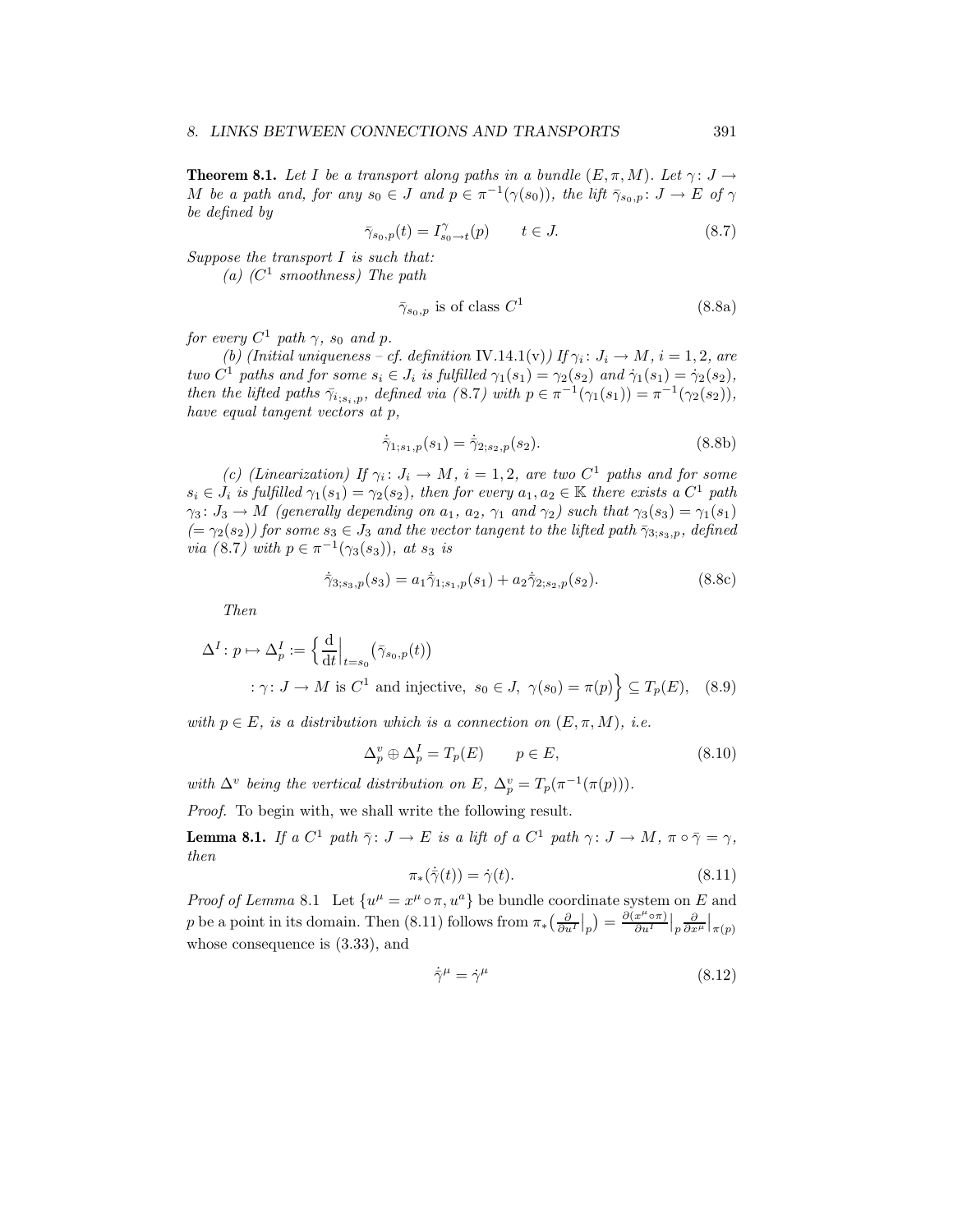**Theorem 8.1.** *Let $I$ be a transport along paths in a bundle $(E, \pi, M)$. Let $\gamma\colon J \to M$ be a path and, for any $s_0 \in J$ and $p \in \pi^{-1}(\gamma(s_0))$, the lift $\bar{\gamma}_{s_0,p}\colon J \to E$ of $\gamma$ be defined by*

$$\bar{\gamma}_{s_0,p}(t) = I^{\gamma}_{s_0 \to t}(p) \qquad t \in J. \tag{8.7}$$

*Suppose the transport $I$ is such that:*

*(a) ($C^1$ smoothness) The path*

$$\bar{\gamma}_{s_0,p} \text{ is of class } C^1 \tag{8.8a}$$

*for every $C^1$ path $\gamma$, $s_0$ and $p$.*

*(b) (Initial uniqueness – cf. definition* IV.14.1(v)*) If $\gamma_i\colon J_i \to M$, $i = 1, 2$, are two $C^1$ paths and for some $s_i \in J_i$ is fulfilled $\gamma_1(s_1) = \gamma_2(s_2)$ and $\dot{\gamma}_1(s_1) = \dot{\gamma}_2(s_2)$, then the lifted paths $\bar{\gamma}_{i;s_i,p}$, defined via (8.7) with $p \in \pi^{-1}(\gamma_1(s_1)) = \pi^{-1}(\gamma_2(s_2))$, have equal tangent vectors at $p$,*

$$\dot{\bar{\gamma}}_{1;s_1,p}(s_1) = \dot{\bar{\gamma}}_{2;s_2,p}(s_2). \tag{8.8b}$$

*(c) (Linearization) If $\gamma_i\colon J_i \to M$, $i = 1, 2$, are two $C^1$ paths and for some $s_i \in J_i$ is fulfilled $\gamma_1(s_1) = \gamma_2(s_2)$, then for every $a_1, a_2 \in \mathbb{K}$ there exists a $C^1$ path $\gamma_3\colon J_3 \to M$ (generally depending on $a_1$, $a_2$, $\gamma_1$ and $\gamma_2$) such that $\gamma_3(s_3) = \gamma_1(s_1)$ $(= \gamma_2(s_2))$ for some $s_3 \in J_3$ and the vector tangent to the lifted path $\bar{\gamma}_{3;s_3,p}$, defined via (8.7) with $p \in \pi^{-1}(\gamma_3(s_3))$, at $s_3$ is*

$$\dot{\bar{\gamma}}_{3;s_3,p}(s_3) = a_1 \dot{\bar{\gamma}}_{1;s_1,p}(s_1) + a_2 \dot{\bar{\gamma}}_{2;s_2,p}(s_2). \tag{8.8c}$$

*Then*

$$\begin{aligned}\Delta^I\colon p \mapsto \Delta^I_p := \Big\{ \frac{\mathrm{d}}{\mathrm{d}t}\Big|_{t=s_0} \big(\bar{\gamma}_{s_0,p}(t)\big) \\ : \gamma\colon J \to M \text{ is } C^1 \text{ and injective, } s_0 \in J,\ \gamma(s_0) = \pi(p) \Big\} \subseteq T_p(E),\end{aligned} \tag{8.9}$$

*with $p \in E$, is a distribution which is a connection on $(E, \pi, M)$, i.e.*

$$\Delta^v_p \oplus \Delta^I_p = T_p(E) \qquad p \in E, \tag{8.10}$$

*with $\Delta^v$ being the vertical distribution on $E$, $\Delta^v_p = T_p(\pi^{-1}(\pi(p)))$.*

*Proof.* To begin with, we shall write the following result.

**Lemma 8.1.** *If a $C^1$ path $\bar{\gamma}\colon J \to E$ is a lift of a $C^1$ path $\gamma\colon J \to M$, $\pi \circ \bar{\gamma} = \gamma$, then*

$$\pi_*(\dot{\bar{\gamma}}(t)) = \dot{\gamma}(t). \tag{8.11}$$

*Proof of Lemma* 8.1 Let $\{u^\mu = x^\mu \circ \pi, u^a\}$ be bundle coordinate system on $E$ and $p$ be a point in its domain. Then (8.11) follows from $\pi_*\big(\frac{\partial}{\partial u^I}\big|_p\big) = \frac{\partial (x^\mu \circ \pi)}{\partial u^I}\big|_p \frac{\partial}{\partial x^\mu}\big|_{\pi(p)}$ whose consequence is (3.33), and

$$\dot{\bar{\gamma}}^\mu = \dot{\gamma}^\mu \tag{8.12}$$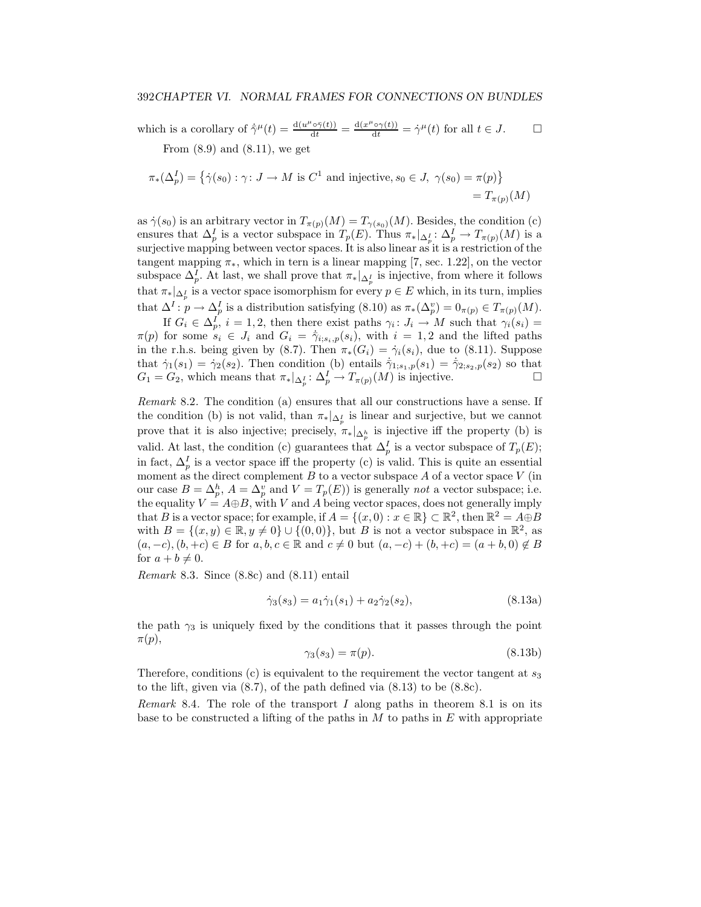which is a corollary of $\dot{\bar{\gamma}}^\mu(t) = \frac{\mathrm{d}(u^\mu \circ \bar{\gamma}(t))}{\mathrm{d}t} = \frac{\mathrm{d}(x^\mu \circ \gamma(t))}{\mathrm{d}t} = \dot{\gamma}^\mu(t)$ for all $t \in J$. $\square$

From (8.9) and (8.11), we get

$$\pi_*(\Delta_p^I) = \{\dot{\gamma}(s_0) : \gamma \colon J \to M \text{ is } C^1 \text{ and injective}, s_0 \in J,\ \gamma(s_0) = \pi(p)\} = T_{\pi(p)}(M)$$

as $\dot{\gamma}(s_0)$ is an arbitrary vector in $T_{\pi(p)}(M) = T_{\gamma(s_0)}(M)$. Besides, the condition (c) ensures that $\Delta_p^I$ is a vector subspace in $T_p(E)$. Thus $\pi_*|_{\Delta_p^I} \colon \Delta_p^I \to T_{\pi(p)}(M)$ is a surjective mapping between vector spaces. It is also linear as it is a restriction of the tangent mapping $\pi_*$, which in tern is a linear mapping [7, sec. 1.22], on the vector subspace $\Delta_p^I$. At last, we shall prove that $\pi_*|_{\Delta_p^I}$ is injective, from where it follows that $\pi_*|_{\Delta_p^I}$ is a vector space isomorphism for every $p \in E$ which, in its turn, implies that $\Delta^I \colon p \to \Delta_p^I$ is a distribution satisfying (8.10) as $\pi_*(\Delta_p^v) = 0_{\pi(p)} \in T_{\pi(p)}(M)$.

If $G_i \in \Delta_p^I$, $i = 1, 2$, then there exist paths $\gamma_i \colon J_i \to M$ such that $\gamma_i(s_i) = \pi(p)$ for some $s_i \in J_i$ and $G_i = \dot{\bar{\gamma}}_{i;s_i,p}(s_i)$, with $i = 1, 2$ and the lifted paths in the r.h.s. being given by (8.7). Then $\pi_*(G_i) = \dot{\gamma}_i(s_i)$, due to (8.11). Suppose that $\dot{\gamma}_1(s_1) = \dot{\gamma}_2(s_2)$. Then condition (b) entails $\dot{\bar{\gamma}}_{1;s_1,p}(s_1) = \dot{\bar{\gamma}}_{2;s_2,p}(s_2)$ so that $G_1 = G_2$, which means that $\pi_*|_{\Delta_p^I} \colon \Delta_p^I \to T_{\pi(p)}(M)$ is injective. $\square$

*Remark* 8.2. The condition (a) ensures that all our constructions have a sense. If the condition (b) is not valid, than $\pi_*|_{\Delta_p^I}$ is linear and surjective, but we cannot prove that it is also injective; precisely, $\pi_*|_{\Delta_p^h}$ is injective iff the property (b) is valid. At last, the condition (c) guarantees that $\Delta_p^I$ is a vector subspace of $T_p(E)$; in fact, $\Delta_p^I$ is a vector space iff the property (c) is valid. This is quite an essential moment as the direct complement $B$ to a vector subspace $A$ of a vector space $V$ (in our case $B = \Delta_p^h$, $A = \Delta_p^v$ and $V = T_p(E)$) is generally *not* a vector subspace; i.e. the equality $V = A \oplus B$, with $V$ and $A$ being vector spaces, does not generally imply that $B$ is a vector space; for example, if $A = \{(x, 0) : x \in \mathbb{R}\} \subset \mathbb{R}^2$, then $\mathbb{R}^2 = A \oplus B$ with $B = \{(x, y) \in \mathbb{R}, y \neq 0\} \cup \{(0, 0)\}$, but $B$ is not a vector subspace in $\mathbb{R}^2$, as $(a, -c), (b, +c) \in B$ for $a, b, c \in \mathbb{R}$ and $c \neq 0$ but $(a, -c) + (b, +c) = (a + b, 0) \notin B$ for $a + b \neq 0$.

*Remark* 8.3. Since (8.8c) and (8.11) entail

$$\dot{\gamma}_3(s_3) = a_1 \dot{\gamma}_1(s_1) + a_2 \dot{\gamma}_2(s_2), \tag{8.13a}$$

the path $\gamma_3$ is uniquely fixed by the conditions that it passes through the point $\pi(p)$,

$$\gamma_3(s_3) = \pi(p). \tag{8.13b}$$

Therefore, conditions (c) is equivalent to the requirement the vector tangent at $s_3$ to the lift, given via (8.7), of the path defined via (8.13) to be (8.8c).

*Remark* 8.4. The role of the transport $I$ along paths in theorem 8.1 is on its base to be constructed a lifting of the paths in $M$ to paths in $E$ with appropriate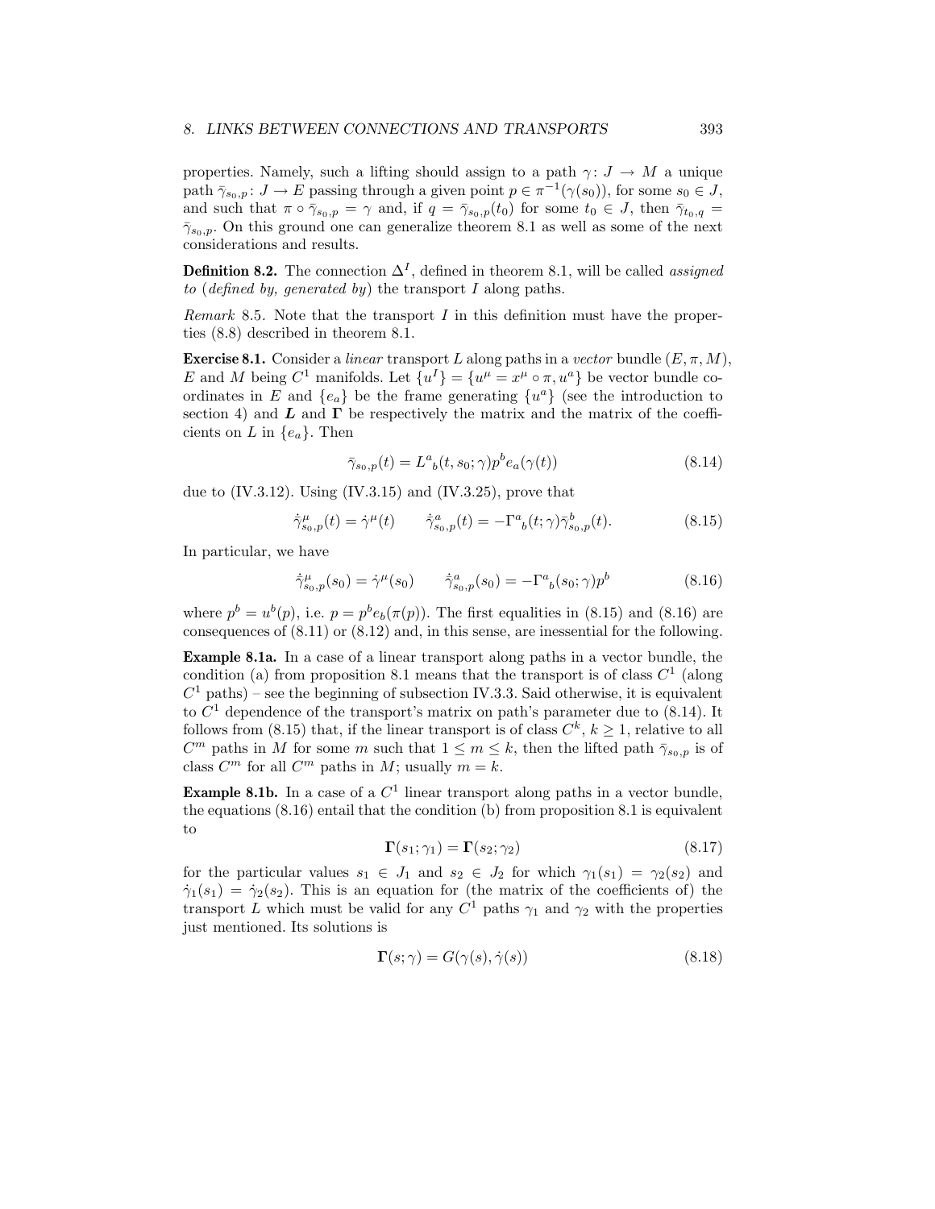properties. Namely, such a lifting should assign to a path $\gamma: J \to M$ a unique path $\bar{\gamma}_{s_0,p}: J \to E$ passing through a given point $p \in \pi^{-1}(\gamma(s_0))$, for some $s_0 \in J$, and such that $\pi \circ \bar{\gamma}_{s_0,p} = \gamma$ and, if $q = \bar{\gamma}_{s_0,p}(t_0)$ for some $t_0 \in J$, then $\bar{\gamma}_{t_0,q} = \bar{\gamma}_{s_0,p}$. On this ground one can generalize theorem 8.1 as well as some of the next considerations and results.

**Definition 8.2.** The connection $\Delta^I$, defined in theorem 8.1, will be called *assigned to* (*defined by, generated by*) the transport $I$ along paths.

*Remark* 8.5. Note that the transport $I$ in this definition must have the properties (8.8) described in theorem 8.1.

**Exercise 8.1.** Consider a *linear* transport $L$ along paths in a *vector* bundle $(E, \pi, M)$, $E$ and $M$ being $C^1$ manifolds. Let $\{u^I\} = \{u^\mu = x^\mu \circ \pi, u^a\}$ be vector bundle coordinates in $E$ and $\{e_a\}$ be the frame generating $\{u^a\}$ (see the introduction to section 4) and $\boldsymbol{L}$ and $\boldsymbol{\Gamma}$ be respectively the matrix and the matrix of the coefficients on $L$ in $\{e_a\}$. Then

$$\bar{\gamma}_{s_0,p}(t) = L^a{}_b(t, s_0; \gamma) p^b e_a(\gamma(t)) \tag{8.14}$$

due to (IV.3.12). Using (IV.3.15) and (IV.3.25), prove that

$$\dot{\bar{\gamma}}^\mu_{s_0,p}(t) = \dot{\gamma}^\mu(t) \qquad \dot{\bar{\gamma}}^a_{s_0,p}(t) = -\Gamma^a{}_b(t; \gamma) \bar{\gamma}^b_{s_0,p}(t). \tag{8.15}$$

In particular, we have

$$\dot{\bar{\gamma}}^\mu_{s_0,p}(s_0) = \dot{\gamma}^\mu(s_0) \qquad \dot{\bar{\gamma}}^a_{s_0,p}(s_0) = -\Gamma^a{}_b(s_0; \gamma) p^b \tag{8.16}$$

where $p^b = u^b(p)$, i.e. $p = p^b e_b(\pi(p))$. The first equalities in (8.15) and (8.16) are consequences of (8.11) or (8.12) and, in this sense, are inessential for the following.

**Example 8.1a.** In a case of a linear transport along paths in a vector bundle, the condition (a) from proposition 8.1 means that the transport is of class $C^1$ (along $C^1$ paths) – see the beginning of subsection IV.3.3. Said otherwise, it is equivalent to $C^1$ dependence of the transport's matrix on path's parameter due to (8.14). It follows from (8.15) that, if the linear transport is of class $C^k$, $k \geq 1$, relative to all $C^m$ paths in $M$ for some $m$ such that $1 \leq m \leq k$, then the lifted path $\bar{\gamma}_{s_0,p}$ is of class $C^m$ for all $C^m$ paths in $M$; usually $m = k$.

**Example 8.1b.** In a case of a $C^1$ linear transport along paths in a vector bundle, the equations (8.16) entail that the condition (b) from proposition 8.1 is equivalent to

$$\boldsymbol{\Gamma}(s_1; \gamma_1) = \boldsymbol{\Gamma}(s_2; \gamma_2) \tag{8.17}$$

for the particular values $s_1 \in J_1$ and $s_2 \in J_2$ for which $\gamma_1(s_1) = \gamma_2(s_2)$ and $\dot{\gamma}_1(s_1) = \dot{\gamma}_2(s_2)$. This is an equation for (the matrix of the coefficients of) the transport $L$ which must be valid for any $C^1$ paths $\gamma_1$ and $\gamma_2$ with the properties just mentioned. Its solutions is

$$\boldsymbol{\Gamma}(s; \gamma) = G(\gamma(s), \dot{\gamma}(s)) \tag{8.18}$$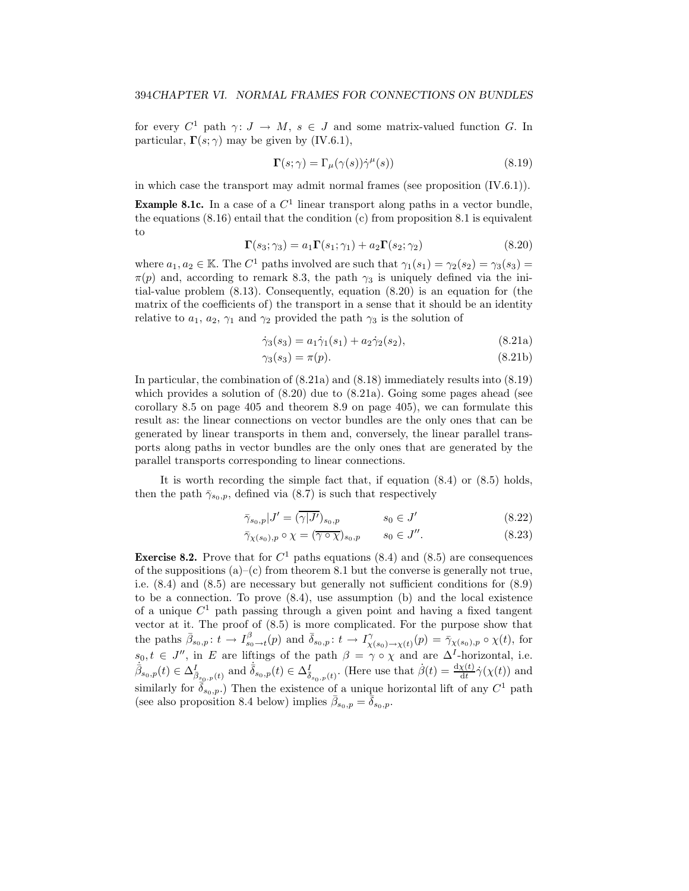for every $C^1$ path $\gamma\colon J \to M$, $s \in J$ and some matrix-valued function $G$. In particular, $\mathbf{\Gamma}(s;\gamma)$ may be given by (IV.6.1),

$$\mathbf{\Gamma}(s;\gamma) = \Gamma_\mu(\gamma(s))\dot{\gamma}^\mu(s)) \tag{8.19}$$

in which case the transport may admit normal frames (see proposition (IV.6.1)).

**Example 8.1c.** In a case of a $C^1$ linear transport along paths in a vector bundle, the equations (8.16) entail that the condition (c) from proposition 8.1 is equivalent to

$$\mathbf{\Gamma}(s_3;\gamma_3) = a_1\mathbf{\Gamma}(s_1;\gamma_1) + a_2\mathbf{\Gamma}(s_2;\gamma_2) \tag{8.20}$$

where $a_1, a_2 \in \mathbb{K}$. The $C^1$ paths involved are such that $\gamma_1(s_1) = \gamma_2(s_2) = \gamma_3(s_3) = \pi(p)$ and, according to remark 8.3, the path $\gamma_3$ is uniquely defined via the initial-value problem (8.13). Consequently, equation (8.20) is an equation for (the matrix of the coefficients of) the transport in a sense that it should be an identity relative to $a_1$, $a_2$, $\gamma_1$ and $\gamma_2$ provided the path $\gamma_3$ is the solution of

$$\dot{\gamma}_3(s_3) = a_1\dot{\gamma}_1(s_1) + a_2\dot{\gamma}_2(s_2), \tag{8.21a}$$

$$\gamma_3(s_3) = \pi(p). \tag{8.21b}$$

In particular, the combination of (8.21a) and (8.18) immediately results into (8.19) which provides a solution of (8.20) due to (8.21a). Going some pages ahead (see corollary 8.5 on page 405 and theorem 8.9 on page 405), we can formulate this result as: the linear connections on vector bundles are the only ones that can be generated by linear transports in them and, conversely, the linear parallel transports along paths in vector bundles are the only ones that are generated by the parallel transports corresponding to linear connections.

It is worth recording the simple fact that, if equation (8.4) or (8.5) holds, then the path $\bar{\gamma}_{s_0,p}$ defined via (8.7) is such that respectively

$$\bar{\gamma}_{s_0,p}|J' = (\overline{\gamma|J'})_{s_0,p} \qquad s_0 \in J' \tag{8.22}$$

$$\bar{\gamma}_{\chi(s_0),p} \circ \chi = (\overline{\gamma \circ \chi})_{s_0,p} \qquad s_0 \in J''. \tag{8.23}$$

**Exercise 8.2.** Prove that for $C^1$ paths equations (8.4) and (8.5) are consequences of the suppositions (a)–(c) from theorem 8.1 but the converse is generally not true, i.e. (8.4) and (8.5) are necessary but generally not sufficient conditions for (8.9) to be a connection. To prove (8.4), use assumption (b) and the local existence of a unique $C^1$ path passing through a given point and having a fixed tangent vector at it. The proof of (8.5) is more complicated. For the purpose show that the paths $\bar{\beta}_{s_0,p}\colon t \to I^{\beta}_{s_0\to t}(p)$ and $\bar{\delta}_{s_0,p}\colon t \to I^{\gamma}_{\chi(s_0)\to\chi(t)}(p) = \bar{\gamma}_{\chi(s_0),p} \circ \chi(t)$, for $s_0, t \in J''$, in $E$ are liftings of the path $\beta = \gamma \circ \chi$ and are $\Delta^I$-horizontal, i.e. $\dot{\bar{\beta}}_{s_0,p}(t) \in \Delta^I_{\bar{\beta}_{s_0,p}(t)}$ and $\dot{\bar{\delta}}_{s_0,p}(t) \in \Delta^I_{\bar{\delta}_{s_0,p}(t)}$. (Here use that $\dot{\beta}(t) = \frac{\mathrm{d}\chi(t)}{\mathrm{d}t}\dot{\gamma}(\chi(t))$ and similarly for $\bar{\delta}_{s_0,p}$.) Then the existence of a unique horizontal lift of any $C^1$ path (see also proposition 8.4 below) implies $\bar{\beta}_{s_0,p} = \bar{\delta}_{s_0,p}$.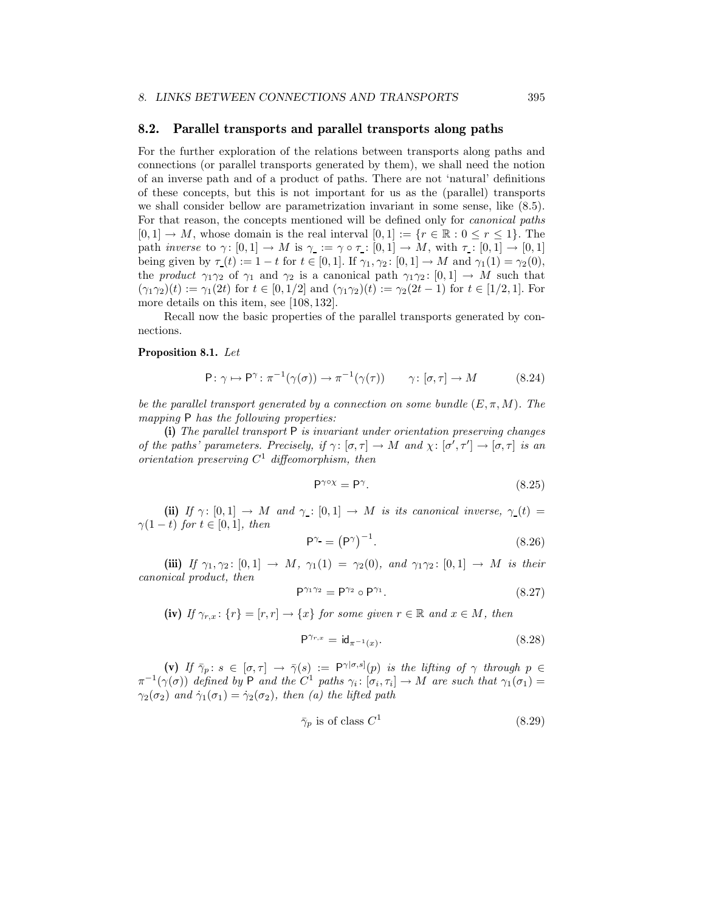## 8.2. Parallel transports and parallel transports along paths

For the further exploration of the relations between transports along paths and connections (or parallel transports generated by them), we shall need the notion of an inverse path and of a product of paths. There are not 'natural' definitions of these concepts, but this is not important for us as the (parallel) transports we shall consider bellow are parametrization invariant in some sense, like (8.5). For that reason, the concepts mentioned will be defined only for *canonical paths* $[0,1] \to M$, whose domain is the real interval $[0,1] := \{r \in \mathbb{R} : 0 \le r \le 1\}$. The path *inverse* to $\gamma\colon [0,1] \to M$ is $\gamma_{\_} := \gamma \circ \tau_{\_}\colon [0,1] \to M$, with $\tau_{\_}\colon [0,1] \to [0,1]$ being given by $\tau_{\_}(t) := 1 - t$ for $t \in [0,1]$. If $\gamma_1, \gamma_2\colon [0,1] \to M$ and $\gamma_1(1) = \gamma_2(0)$, the *product* $\gamma_1\gamma_2$ of $\gamma_1$ and $\gamma_2$ is a canonical path $\gamma_1\gamma_2\colon [0,1] \to M$ such that $(\gamma_1\gamma_2)(t) := \gamma_1(2t)$ for $t \in [0,1/2]$ and $(\gamma_1\gamma_2)(t) := \gamma_2(2t-1)$ for $t \in [1/2,1]$. For more details on this item, see [108, 132].

Recall now the basic properties of the parallel transports generated by connections.

**Proposition 8.1.** *Let*

$$\mathsf{P}\colon \gamma \mapsto \mathsf{P}^{\gamma}\colon \pi^{-1}(\gamma(\sigma)) \to \pi^{-1}(\gamma(\tau)) \qquad \gamma\colon [\sigma,\tau] \to M \tag{8.24}$$

*be the parallel transport generated by a connection on some bundle $(E,\pi,M)$. The mapping $\mathsf{P}$ has the following properties:*

**(i)** *The parallel transport $\mathsf{P}$ is invariant under orientation preserving changes of the paths' parameters. Precisely, if $\gamma\colon [\sigma,\tau] \to M$ and $\chi\colon [\sigma',\tau'] \to [\sigma,\tau]$ is an orientation preserving $C^1$ diffeomorphism, then*

$$\mathsf{P}^{\gamma\circ\chi} = \mathsf{P}^{\gamma}. \tag{8.25}$$

**(ii)** *If $\gamma\colon [0,1] \to M$ and $\gamma_{\_}\colon [0,1] \to M$ is its canonical inverse, $\gamma_{\_}(t) = \gamma(1-t)$ for $t \in [0,1]$, then*

$$\mathsf{P}^{\gamma_{\_}} = \left(\mathsf{P}^{\gamma}\right)^{-1}. \tag{8.26}$$

**(iii)** *If $\gamma_1, \gamma_2\colon [0,1] \to M$, $\gamma_1(1) = \gamma_2(0)$, and $\gamma_1\gamma_2\colon [0,1] \to M$ is their canonical product, then*

$$\mathsf{P}^{\gamma_1\gamma_2} = \mathsf{P}^{\gamma_2} \circ \mathsf{P}^{\gamma_1}. \tag{8.27}$$

**(iv)** *If $\gamma_{r,x}\colon \{r\} = [r,r] \to \{x\}$ for some given $r \in \mathbb{R}$ and $x \in M$, then*

$$\mathsf{P}^{\gamma_{r,x}} = \mathsf{id}_{\pi^{-1}(x)}. \tag{8.28}$$

**(v)** *If $\bar{\gamma}_p\colon s \in [\sigma,\tau] \to \bar{\gamma}(s) := \mathsf{P}^{\gamma|[\sigma,s]}(p)$ is the lifting of $\gamma$ through $p \in \pi^{-1}(\gamma(\sigma))$ defined by $\mathsf{P}$ and the $C^1$ paths $\gamma_i\colon [\sigma_i,\tau_i] \to M$ are such that $\gamma_1(\sigma_1) = \gamma_2(\sigma_2)$ and $\dot{\gamma}_1(\sigma_1) = \dot{\gamma}_2(\sigma_2)$, then (a) the lifted path*

$$\bar{\gamma}_p \text{ is of class } C^1 \tag{8.29}$$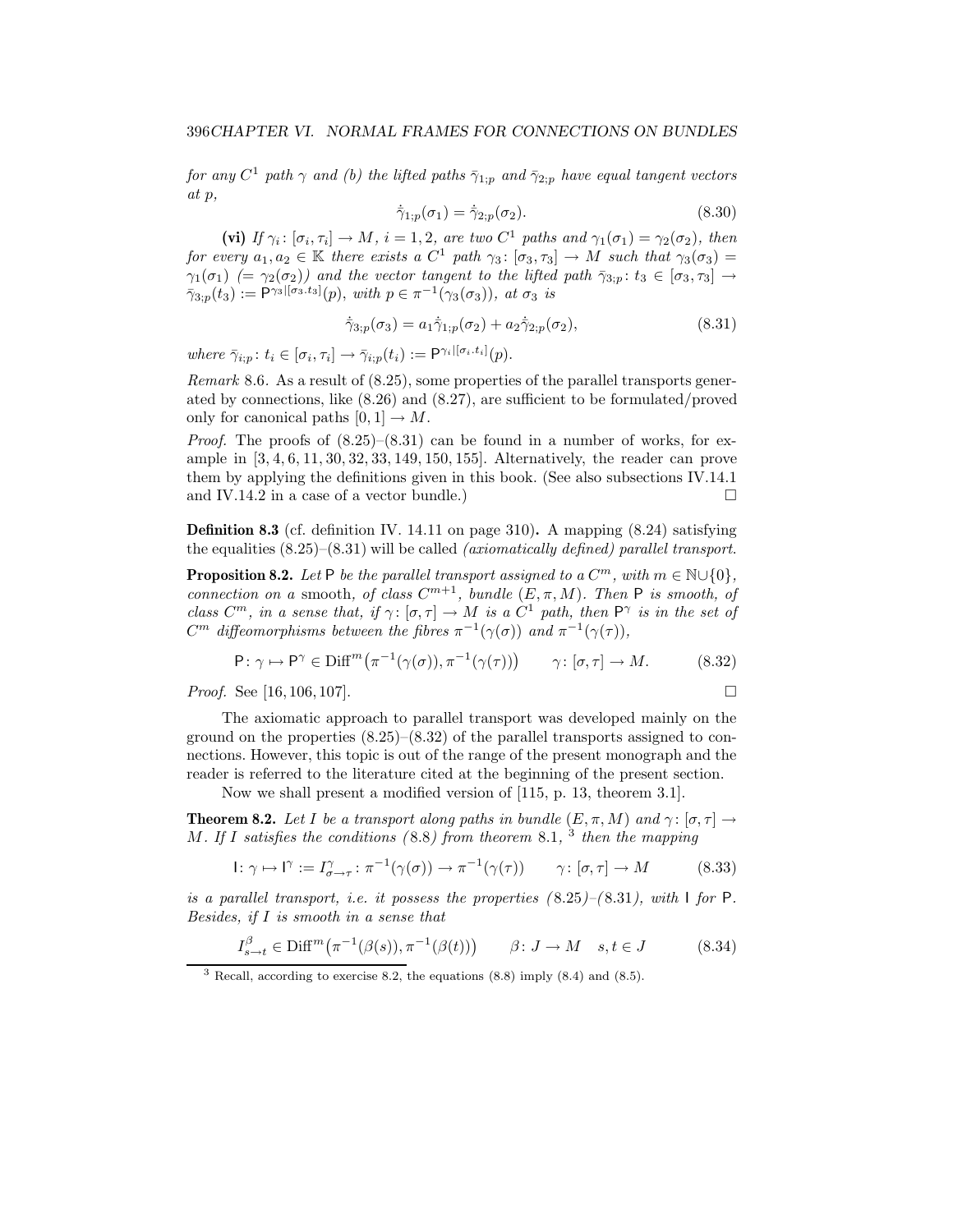*for any $C^1$ path $\gamma$ and (b) the lifted paths $\bar\gamma_{1;p}$ and $\bar\gamma_{2;p}$ have equal tangent vectors at $p$,*

$$\dot{\bar\gamma}_{1;p}(\sigma_1) = \dot{\bar\gamma}_{2;p}(\sigma_2). \tag{8.30}$$

**(vi)** *If $\gamma_i \colon [\sigma_i, \tau_i] \to M$, $i = 1, 2$, are two $C^1$ paths and $\gamma_1(\sigma_1) = \gamma_2(\sigma_2)$, then for every $a_1, a_2 \in \mathbb{K}$ there exists a $C^1$ path $\gamma_3 \colon [\sigma_3, \tau_3] \to M$ such that $\gamma_3(\sigma_3) = \gamma_1(\sigma_1)$ (= $\gamma_2(\sigma_2)$) and the vector tangent to the lifted path $\bar\gamma_{3;p} \colon t_3 \in [\sigma_3, \tau_3] \to \bar\gamma_{3;p}(t_3) := \mathsf{P}^{\gamma_3|[\sigma_3.t_3]}(p)$, with $p \in \pi^{-1}(\gamma_3(\sigma_3))$, at $\sigma_3$ is*

$$\dot{\bar\gamma}_{3;p}(\sigma_3) = a_1 \dot{\bar\gamma}_{1;p}(\sigma_2) + a_2 \dot{\bar\gamma}_{2;p}(\sigma_2), \tag{8.31}$$

*where $\bar\gamma_{i;p} \colon t_i \in [\sigma_i, \tau_i] \to \bar\gamma_{i;p}(t_i) := \mathsf{P}^{\gamma_i|[\sigma_i.t_i]}(p)$.*

*Remark* 8.6. As a result of (8.25), some properties of the parallel transports generated by connections, like (8.26) and (8.27), are sufficient to be formulated/proved only for canonical paths $[0, 1] \to M$.

*Proof.* The proofs of (8.25)–(8.31) can be found in a number of works, for example in [3, 4, 6, 11, 30, 32, 33, 149, 150, 155]. Alternatively, the reader can prove them by applying the definitions given in this book. (See also subsections IV.14.1 and IV.14.2 in a case of a vector bundle.) □

**Definition 8.3** (cf. definition IV. 14.11 on page 310)**.** A mapping (8.24) satisfying the equalities (8.25)–(8.31) will be called *(axiomatically defined) parallel transport*.

**Proposition 8.2.** *Let $\mathsf{P}$ be the parallel transport assigned to a $C^m$, with $m \in \mathbb{N} \cup \{0\}$, connection on a* smooth, *of class $C^{m+1}$, bundle $(E, \pi, M)$. Then $\mathsf{P}$ is smooth, of class $C^m$, in a sense that, if $\gamma \colon [\sigma, \tau] \to M$ is a $C^1$ path, then $\mathsf{P}^\gamma$ is in the set of $C^m$ diffeomorphisms between the fibres $\pi^{-1}(\gamma(\sigma))$ and $\pi^{-1}(\gamma(\tau))$,*

$$\mathsf{P} \colon \gamma \mapsto \mathsf{P}^\gamma \in \mathrm{Diff}^m\big(\pi^{-1}(\gamma(\sigma)), \pi^{-1}(\gamma(\tau))\big) \qquad \gamma \colon [\sigma, \tau] \to M. \tag{8.32}$$

*Proof.* See [16, 106, 107]. □

The axiomatic approach to parallel transport was developed mainly on the ground on the properties (8.25)–(8.32) of the parallel transports assigned to connections. However, this topic is out of the range of the present monograph and the reader is referred to the literature cited at the beginning of the present section.

Now we shall present a modified version of [115, p. 13, theorem 3.1].

**Theorem 8.2.** *Let $I$ be a transport along paths in bundle $(E, \pi, M)$ and $\gamma \colon [\sigma, \tau] \to M$. If $I$ satisfies the conditions (*8.8*) from theorem* 8.1*,* [3] *then the mapping*

$$\mathsf{I} \colon \gamma \mapsto \mathsf{I}^\gamma := I^\gamma_{\sigma \to \tau} \colon \pi^{-1}(\gamma(\sigma)) \to \pi^{-1}(\gamma(\tau)) \qquad \gamma \colon [\sigma, \tau] \to M \tag{8.33}$$

*is a parallel transport, i.e. it possess the properties (*8.25*)–(*8.31*), with $\mathsf{I}$ for $\mathsf{P}$. Besides, if $I$ is smooth in a sense that*

$$I^\beta_{s \to t} \in \mathrm{Diff}^m\big(\pi^{-1}(\beta(s)), \pi^{-1}(\beta(t))\big) \qquad \beta \colon J \to M \quad s, t \in J \tag{8.34}$$

[3] Recall, according to exercise 8.2, the equations (8.8) imply (8.4) and (8.5).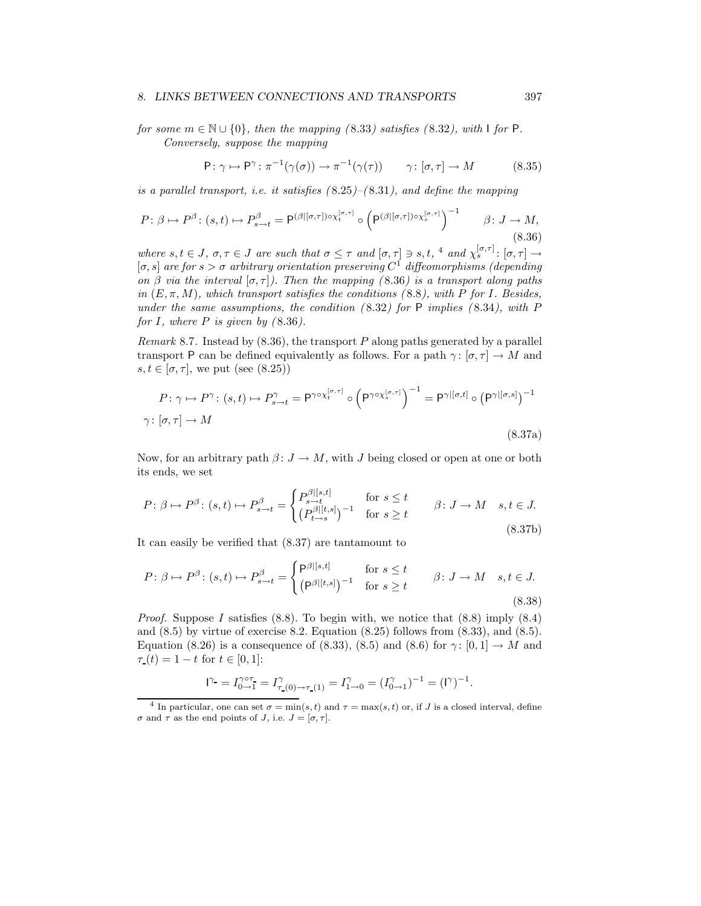*for some $m \in \mathbb{N} \cup \{0\}$, then the mapping (8.33) satisfies (8.32), with $\mathsf{I}$ for $\mathsf{P}$.*

*Conversely, suppose the mapping*

$$\mathsf{P} \colon \gamma \mapsto \mathsf{P}^{\gamma} \colon \pi^{-1}(\gamma(\sigma)) \to \pi^{-1}(\gamma(\tau)) \qquad \gamma \colon [\sigma, \tau] \to M \tag{8.35}$$

*is a parallel transport, i.e. it satisfies (8.25)–(8.31), and define the mapping*

$$P \colon \beta \mapsto P^{\beta} \colon (s,t) \mapsto P^{\beta}_{s \to t} = \mathsf{P}^{(\beta|[\sigma,\tau]) \circ \chi^{[\sigma,\tau]}_{t}} \circ \left( \mathsf{P}^{(\beta|[\sigma,\tau]) \circ \chi^{[\sigma,\tau]}_{s}} \right)^{-1} \qquad \beta \colon J \to M, \tag{8.36}$$

*where $s,t \in J$, $\sigma, \tau \in J$ are such that $\sigma \leq \tau$ and $[\sigma,\tau] \ni s,t$,* [4] *and $\chi^{[\sigma,\tau]}_{s} \colon [\sigma,\tau] \to [\sigma, s]$ are for $s > \sigma$ arbitrary orientation preserving $C^1$ diffeomorphisms (depending on $\beta$ via the interval $[\sigma,\tau]$). Then the mapping (8.36) is a transport along paths in $(E,\pi,M)$, which transport satisfies the conditions (8.8), with $P$ for $I$. Besides, under the same assumptions, the condition (8.32) for $\mathsf{P}$ implies (8.34), with $P$ for $I$, where $P$ is given by (8.36).*

*Remark* 8.7. Instead by (8.36), the transport $P$ along paths generated by a parallel transport $\mathsf{P}$ can be defined equivalently as follows. For a path $\gamma \colon [\sigma, \tau] \to M$ and $s,t \in [\sigma,\tau]$, we put (see (8.25))

$$\begin{aligned} &P \colon \gamma \mapsto P^{\gamma} \colon (s,t) \mapsto P^{\gamma}_{s \to t} = \mathsf{P}^{\gamma \circ \chi^{[\sigma,\tau]}_{t}} \circ \left( \mathsf{P}^{\gamma \circ \chi^{[\sigma,\tau]}_{s}} \right)^{-1} = \mathsf{P}^{\gamma|[\sigma,t]} \circ \left( \mathsf{P}^{\gamma|[\sigma,s]} \right)^{-1} \\ &\gamma \colon [\sigma,\tau] \to M \end{aligned} \tag{8.37a}$$

Now, for an arbitrary path $\beta \colon J \to M$, with $J$ being closed or open at one or both its ends, we set

$$P \colon \beta \mapsto P^{\beta} \colon (s,t) \mapsto P^{\beta}_{s \to t} = \begin{cases} P^{\beta|[s,t]}_{s \to t} & \text{for } s \leq t \\ \left( P^{\beta|[t,s]}_{t \to s} \right)^{-1} & \text{for } s \geq t \end{cases} \qquad \beta \colon J \to M \quad s,t \in J. \tag{8.37b}$$

It can easily be verified that (8.37) are tantamount to

$$P \colon \beta \mapsto P^{\beta} \colon (s,t) \mapsto P^{\beta}_{s \to t} = \begin{cases} \mathsf{P}^{\beta|[s,t]} & \text{for } s \leq t \\ \left( \mathsf{P}^{\beta|[t,s]} \right)^{-1} & \text{for } s \geq t \end{cases} \qquad \beta \colon J \to M \quad s,t \in J. \tag{8.38}$$

*Proof.* Suppose $I$ satisfies (8.8). To begin with, we notice that (8.8) imply (8.4) and (8.5) by virtue of exercise 8.2. Equation (8.25) follows from (8.33), and (8.5). Equation (8.26) is a consequence of (8.33), (8.5) and (8.6) for $\gamma \colon [0,1] \to M$ and $\tau_{\_}(t) = 1 - t$ for $t \in [0,1]$:

$$\mathsf{I}^{\gamma_{\_}} = I^{\gamma \circ \tau_{\_}}_{0 \to 1} = I^{\gamma}_{\tau_{\_}(0) \to \tau_{\_}(1)} = I^{\gamma}_{1 \to 0} = (I^{\gamma}_{0 \to 1})^{-1} = (\mathsf{I}^{\gamma})^{-1}.$$

---

[4] In particular, one can set $\sigma = \min(s,t)$ and $\tau = \max(s,t)$ or, if $J$ is a closed interval, define $\sigma$ and $\tau$ as the end points of $J$, i.e. $J = [\sigma, \tau]$.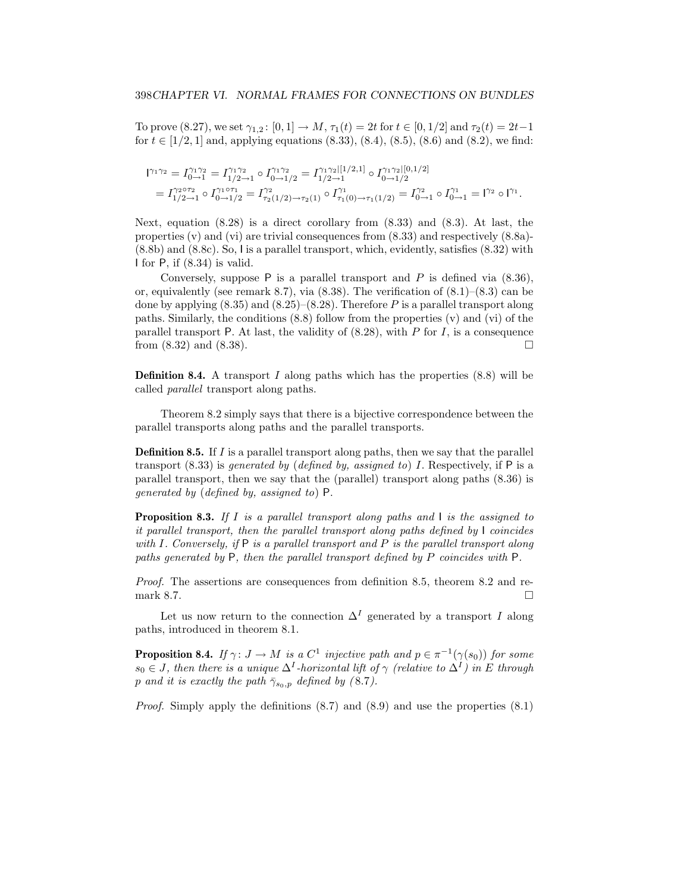To prove (8.27), we set $\gamma_{1,2}\colon [0,1] \to M$, $\tau_1(t) = 2t$ for $t \in [0,1/2]$ and $\tau_2(t) = 2t-1$ for $t \in [1/2,1]$ and, applying equations (8.33), (8.4), (8.5), (8.6) and (8.2), we find:

$$
\begin{aligned}
\mathsf{I}^{\gamma_1\gamma_2} &= I^{\gamma_1\gamma_2}_{0\to 1} = I^{\gamma_1\gamma_2}_{1/2\to 1} \circ I^{\gamma_1\gamma_2}_{0\to 1/2} = I^{\gamma_1\gamma_2|[1/2,1]}_{1/2\to 1} \circ I^{\gamma_1\gamma_2|[0,1/2]}_{0\to 1/2} \\
&= I^{\gamma_2\circ\tau_2}_{1/2\to 1} \circ I^{\gamma_1\circ\tau_1}_{0\to 1/2} = I^{\gamma_2}_{\tau_2(1/2)\to\tau_2(1)} \circ I^{\gamma_1}_{\tau_1(0)\to\tau_1(1/2)} = I^{\gamma_2}_{0\to 1} \circ I^{\gamma_1}_{0\to 1} = \mathsf{I}^{\gamma_2} \circ \mathsf{I}^{\gamma_1}.
\end{aligned}
$$

Next, equation (8.28) is a direct corollary from (8.33) and (8.3). At last, the properties (v) and (vi) are trivial consequences from (8.33) and respectively (8.8a)-(8.8b) and (8.8c). So, $\mathsf{I}$ is a parallel transport, which, evidently, satisfies (8.32) with $\mathsf{I}$ for $\mathsf{P}$, if (8.34) is valid.

Conversely, suppose $\mathsf{P}$ is a parallel transport and $P$ is defined via (8.36), or, equivalently (see remark 8.7), via (8.38). The verification of (8.1)–(8.3) can be done by applying (8.35) and (8.25)–(8.28). Therefore $P$ is a parallel transport along paths. Similarly, the conditions (8.8) follow from the properties (v) and (vi) of the parallel transport $\mathsf{P}$. At last, the validity of (8.28), with $P$ for $I$, is a consequence from (8.32) and (8.38). $\square$

**Definition 8.4.** A transport $I$ along paths which has the properties (8.8) will be called *parallel* transport along paths.

Theorem 8.2 simply says that there is a bijective correspondence between the parallel transports along paths and the parallel transports.

**Definition 8.5.** If $I$ is a parallel transport along paths, then we say that the parallel transport (8.33) is *generated by* (*defined by, assigned to*) $I$. Respectively, if $\mathsf{P}$ is a parallel transport, then we say that the (parallel) transport along paths (8.36) is *generated by* (*defined by, assigned to*) $\mathsf{P}$.

**Proposition 8.3.** *If $I$ is a parallel transport along paths and $\mathsf{I}$ is the assigned to it parallel transport, then the parallel transport along paths defined by $\mathsf{I}$ coincides with $I$. Conversely, if $\mathsf{P}$ is a parallel transport and $P$ is the parallel transport along paths generated by $\mathsf{P}$, then the parallel transport defined by $P$ coincides with $\mathsf{P}$.*

*Proof.* The assertions are consequences from definition 8.5, theorem 8.2 and remark 8.7. $\square$

Let us now return to the connection $\Delta^I$ generated by a transport $I$ along paths, introduced in theorem 8.1.

**Proposition 8.4.** *If $\gamma\colon J \to M$ is a $C^1$ injective path and $p \in \pi^{-1}(\gamma(s_0))$ for some $s_0 \in J$, then there is a unique $\Delta^I$-horizontal lift of $\gamma$ (relative to $\Delta^I$) in $E$ through $p$ and it is exactly the path $\bar{\gamma}_{s_0,p}$ defined by (8.7).*

*Proof.* Simply apply the definitions (8.7) and (8.9) and use the properties (8.1)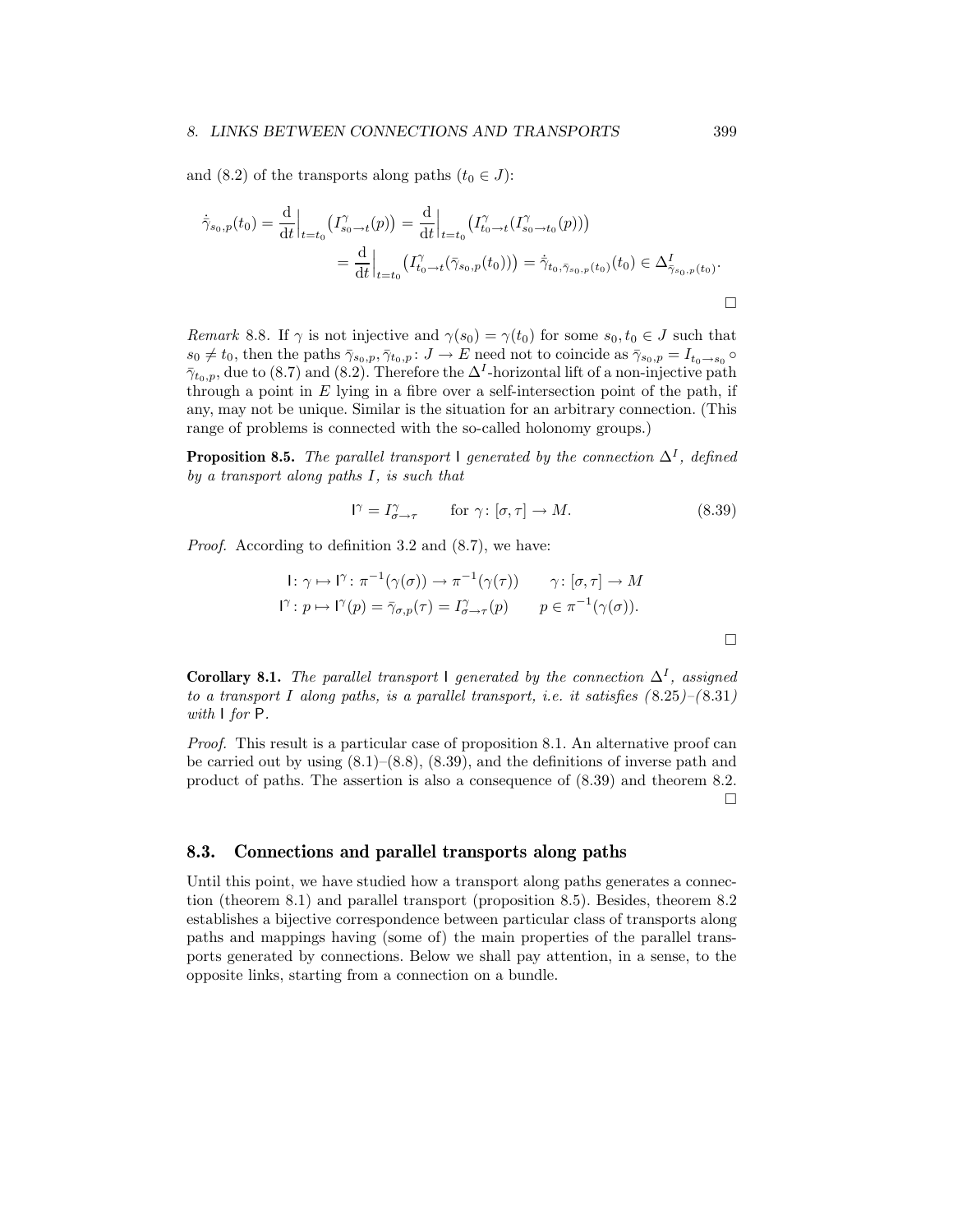and (8.2) of the transports along paths ($t_0 \in J$):

$$\dot{\bar{\gamma}}_{s_0,p}(t_0) = \frac{\mathrm{d}}{\mathrm{d}t}\Big|_{t=t_0} \big(I^{\gamma}_{s_0\to t}(p)\big) = \frac{\mathrm{d}}{\mathrm{d}t}\Big|_{t=t_0} \big(I^{\gamma}_{t_0\to t}(I^{\gamma}_{s_0\to t_0}(p))\big)$$
$$= \frac{\mathrm{d}}{\mathrm{d}t}\Big|_{t=t_0} \big(I^{\gamma}_{t_0\to t}(\bar{\gamma}_{s_0,p}(t_0))\big) = \dot{\bar{\gamma}}_{t_0,\bar{\gamma}_{s_0,p}(t_0)}(t_0) \in \Delta^I_{\bar{\gamma}_{s_0,p}(t_0)}.$$

□

*Remark* 8.8. If $\gamma$ is not injective and $\gamma(s_0) = \gamma(t_0)$ for some $s_0, t_0 \in J$ such that $s_0 \neq t_0$, then the paths $\bar{\gamma}_{s_0,p}, \bar{\gamma}_{t_0,p} \colon J \to E$ need not to coincide as $\bar{\gamma}_{s_0,p} = I_{t_0\to s_0} \circ \bar{\gamma}_{t_0,p}$, due to (8.7) and (8.2). Therefore the $\Delta^I$-horizontal lift of a non-injective path through a point in $E$ lying in a fibre over a self-intersection point of the path, if any, may not be unique. Similar is the situation for an arbitrary connection. (This range of problems is connected with the so-called holonomy groups.)

**Proposition 8.5.** *The parallel transport* $\mathsf{I}$ *generated by the connection* $\Delta^I$*, defined by a transport along paths* $I$*, is such that*

$$\mathsf{I}^{\gamma} = I^{\gamma}_{\sigma\to\tau} \qquad \text{for } \gamma\colon [\sigma,\tau] \to M. \tag{8.39}$$

*Proof.* According to definition 3.2 and (8.7), we have:

$$\mathsf{I}\colon \gamma \mapsto \mathsf{I}^{\gamma}\colon \pi^{-1}(\gamma(\sigma)) \to \pi^{-1}(\gamma(\tau)) \qquad \gamma\colon [\sigma,\tau] \to M$$
$$\mathsf{I}^{\gamma}\colon p \mapsto \mathsf{I}^{\gamma}(p) = \bar{\gamma}_{\sigma,p}(\tau) = I^{\gamma}_{\sigma\to\tau}(p) \qquad p \in \pi^{-1}(\gamma(\sigma)).$$

□

**Corollary 8.1.** *The parallel transport* $\mathsf{I}$ *generated by the connection* $\Delta^I$*, assigned to a transport* $I$ *along paths, is a parallel transport, i.e. it satisfies (*8.25*)–(*8.31*) with* $\mathsf{I}$ *for* $\mathsf{P}$*.*

*Proof.* This result is a particular case of proposition 8.1. An alternative proof can be carried out by using (8.1)–(8.8), (8.39), and the definitions of inverse path and product of paths. The assertion is also a consequence of (8.39) and theorem 8.2.

□

## 8.3. Connections and parallel transports along paths

Until this point, we have studied how a transport along paths generates a connection (theorem 8.1) and parallel transport (proposition 8.5). Besides, theorem 8.2 establishes a bijective correspondence between particular class of transports along paths and mappings having (some of) the main properties of the parallel transports generated by connections. Below we shall pay attention, in a sense, to the opposite links, starting from a connection on a bundle.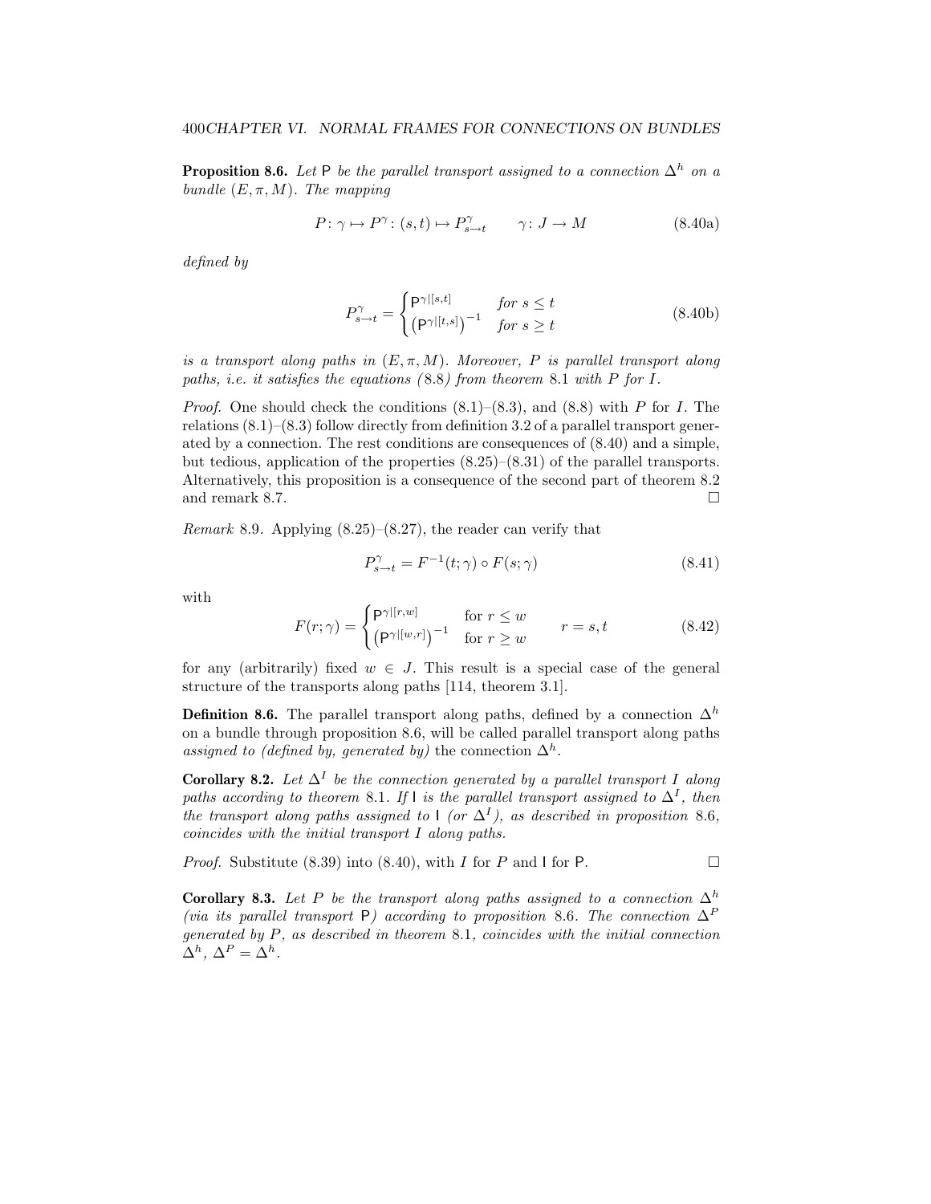**Proposition 8.6.** *Let* $\mathsf{P}$ *be the parallel transport assigned to a connection* $\Delta^h$ *on a bundle* $(E, \pi, M)$*. The mapping*

$$P\colon \gamma \mapsto P^\gamma \colon (s,t) \mapsto P^\gamma_{s\to t} \qquad \gamma\colon J \to M \tag{8.40a}$$

*defined by*

$$P^\gamma_{s\to t} = \begin{cases} \mathsf{P}^{\gamma|[s,t]} & \text{for } s \le t \\ \left(\mathsf{P}^{\gamma|[t,s]}\right)^{-1} & \text{for } s \ge t \end{cases} \tag{8.40b}$$

*is a transport along paths in* $(E, \pi, M)$*. Moreover,* $P$ *is parallel transport along paths, i.e. it satisfies the equations (*8.8*) from theorem* 8.1 *with* $P$ *for* $I$*.*

*Proof.* One should check the conditions (8.1)–(8.3), and (8.8) with $P$ for $I$. The relations (8.1)–(8.3) follow directly from definition 3.2 of a parallel transport generated by a connection. The rest conditions are consequences of (8.40) and a simple, but tedious, application of the properties (8.25)–(8.31) of the parallel transports. Alternatively, this proposition is a consequence of the second part of theorem 8.2 and remark 8.7. □

*Remark* 8.9. Applying (8.25)–(8.27), the reader can verify that

$$P^\gamma_{s\to t} = F^{-1}(t;\gamma) \circ F(s;\gamma) \tag{8.41}$$

with

$$F(r;\gamma) = \begin{cases} \mathsf{P}^{\gamma|[r,w]} & \text{for } r \le w \\ \left(\mathsf{P}^{\gamma|[w,r]}\right)^{-1} & \text{for } r \ge w \end{cases} \qquad r = s, t \tag{8.42}$$

for any (arbitrarily) fixed $w \in J$. This result is a special case of the general structure of the transports along paths [114, theorem 3.1].

**Definition 8.6.** The parallel transport along paths, defined by a connection $\Delta^h$ on a bundle through proposition 8.6, will be called parallel transport along paths *assigned to (defined by, generated by)* the connection $\Delta^h$.

**Corollary 8.2.** *Let* $\Delta^I$ *be the connection generated by a parallel transport* $I$ *along paths according to theorem* 8.1*. If* $\mathsf{I}$ *is the parallel transport assigned to* $\Delta^I$*, then the transport along paths assigned to* $\mathsf{I}$ *(or* $\Delta^I$*), as described in proposition* 8.6*, coincides with the initial transport* $I$ *along paths.*

*Proof.* Substitute (8.39) into (8.40), with $I$ for $P$ and $\mathsf{I}$ for $\mathsf{P}$. □

**Corollary 8.3.** *Let* $P$ *be the transport along paths assigned to a connection* $\Delta^h$ *(via its parallel transport* $\mathsf{P}$*) according to proposition* 8.6*. The connection* $\Delta^P$ *generated by* $P$*, as described in theorem* 8.1*, coincides with the initial connection* $\Delta^h$*,* $\Delta^P = \Delta^h$*.*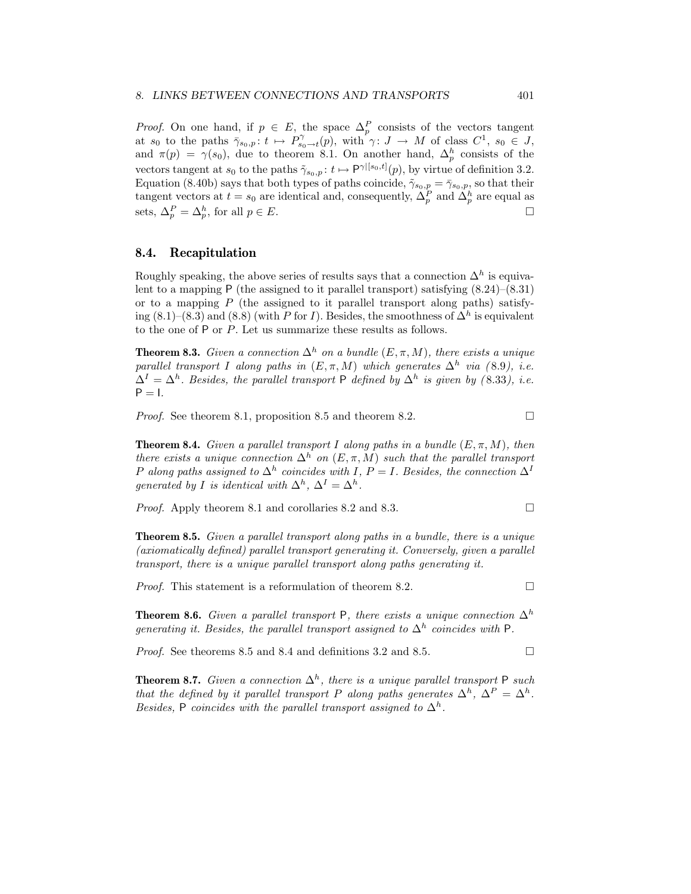*Proof.* On one hand, if $p \in E$, the space $\Delta_p^P$ consists of the vectors tangent at $s_0$ to the paths $\bar{\gamma}_{s_0,p} \colon t \mapsto P^{\gamma}_{s_0 \to t}(p)$, with $\gamma \colon J \to M$ of class $C^1$, $s_0 \in J$, and $\pi(p) = \gamma(s_0)$, due to theorem 8.1. On another hand, $\Delta_p^h$ consists of the vectors tangent at $s_0$ to the paths $\tilde{\gamma}_{s_0,p} \colon t \mapsto \mathsf{P}^{\gamma|[s_0,t]}(p)$, by virtue of definition 3.2. Equation (8.40b) says that both types of paths coincide, $\tilde{\gamma}_{s_0,p} = \bar{\gamma}_{s_0,p}$, so that their tangent vectors at $t = s_0$ are identical and, consequently, $\Delta_p^P$ and $\Delta_p^h$ are equal as sets, $\Delta_p^P = \Delta_p^h$, for all $p \in E$. □

## 8.4. Recapitulation

Roughly speaking, the above series of results says that a connection $\Delta^h$ is equivalent to a mapping $\mathsf{P}$ (the assigned to it parallel transport) satisfying (8.24)–(8.31) or to a mapping $P$ (the assigned to it parallel transport along paths) satisfying (8.1)–(8.3) and (8.8) (with $P$ for $I$). Besides, the smoothness of $\Delta^h$ is equivalent to the one of $\mathsf{P}$ or $P$. Let us summarize these results as follows.

**Theorem 8.3.** *Given a connection $\Delta^h$ on a bundle $(E, \pi, M)$, there exists a unique parallel transport $I$ along paths in $(E, \pi, M)$ which generates $\Delta^h$ via (*8.9*), i.e. $\Delta^I = \Delta^h$. Besides, the parallel transport $\mathsf{P}$ defined by $\Delta^h$ is given by (*8.33*), i.e. $\mathsf{P} = \mathsf{I}$.*

*Proof.* See theorem 8.1, proposition 8.5 and theorem 8.2. □

**Theorem 8.4.** *Given a parallel transport $I$ along paths in a bundle $(E, \pi, M)$, then there exists a unique connection $\Delta^h$ on $(E, \pi, M)$ such that the parallel transport $P$ along paths assigned to $\Delta^h$ coincides with $I$, $P = I$. Besides, the connection $\Delta^I$ generated by $I$ is identical with $\Delta^h$, $\Delta^I = \Delta^h$.*

*Proof.* Apply theorem 8.1 and corollaries 8.2 and 8.3. □

**Theorem 8.5.** *Given a parallel transport along paths in a bundle, there is a unique (axiomatically defined) parallel transport generating it. Conversely, given a parallel transport, there is a unique parallel transport along paths generating it.*

*Proof.* This statement is a reformulation of theorem 8.2. □

**Theorem 8.6.** *Given a parallel transport $\mathsf{P}$, there exists a unique connection $\Delta^h$ generating it. Besides, the parallel transport assigned to $\Delta^h$ coincides with $\mathsf{P}$.*

*Proof.* See theorems 8.5 and 8.4 and definitions 3.2 and 8.5. □

**Theorem 8.7.** *Given a connection $\Delta^h$, there is a unique parallel transport $\mathsf{P}$ such that the defined by it parallel transport $P$ along paths generates $\Delta^h$, $\Delta^P = \Delta^h$. Besides, $\mathsf{P}$ coincides with the parallel transport assigned to $\Delta^h$.*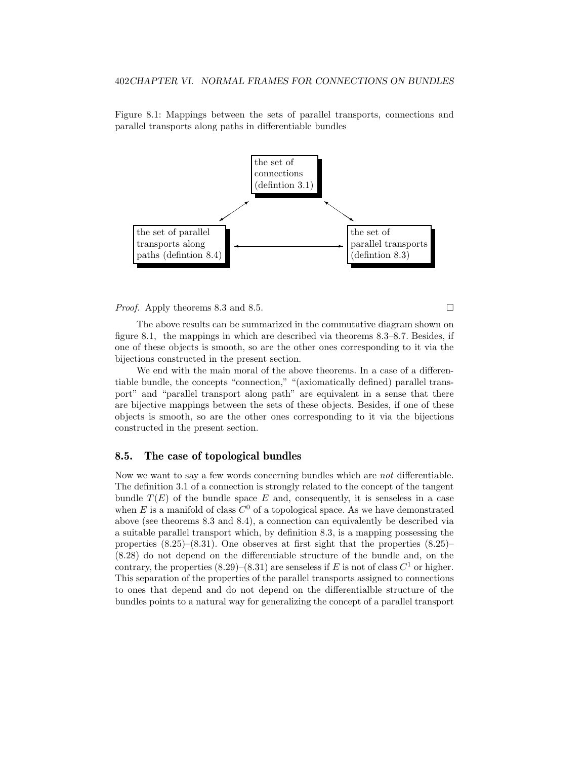Figure 8.1: Mappings between the sets of parallel transports, connections and parallel transports along paths in differentiable bundles

the set of connections (defintion 3.1)

the set of parallel transports along paths (defintion 8.4)

the set of parallel transports (defintion 8.3)

*Proof.* Apply theorems 8.3 and 8.5. □

The above results can be summarized in the commutative diagram shown on figure 8.1, the mappings in which are described via theorems 8.3–8.7. Besides, if one of these objects is smooth, so are the other ones corresponding to it via the bijections constructed in the present section.

We end with the main moral of the above theorems. In a case of a differentiable bundle, the concepts "connection," "(axiomatically defined) parallel transport" and "parallel transport along path" are equivalent in a sense that there are bijective mappings between the sets of these objects. Besides, if one of these objects is smooth, so are the other ones corresponding to it via the bijections constructed in the present section.

## 8.5. The case of topological bundles

Now we want to say a few words concerning bundles which are *not* differentiable. The definition 3.1 of a connection is strongly related to the concept of the tangent bundle $T(E)$ of the bundle space $E$ and, consequently, it is senseless in a case when $E$ is a manifold of class $C^0$ of a topological space. As we have demonstrated above (see theorems 8.3 and 8.4), a connection can equivalently be described via a suitable parallel transport which, by definition 8.3, is a mapping possessing the properties (8.25)–(8.31). One observes at first sight that the properties (8.25)–(8.28) do not depend on the differentiable structure of the bundle and, on the contrary, the properties (8.29)–(8.31) are senseless if $E$ is not of class $C^1$ or higher. This separation of the properties of the parallel transports assigned to connections to ones that depend and do not depend on the differentialble structure of the bundles points to a natural way for generalizing the concept of a parallel transport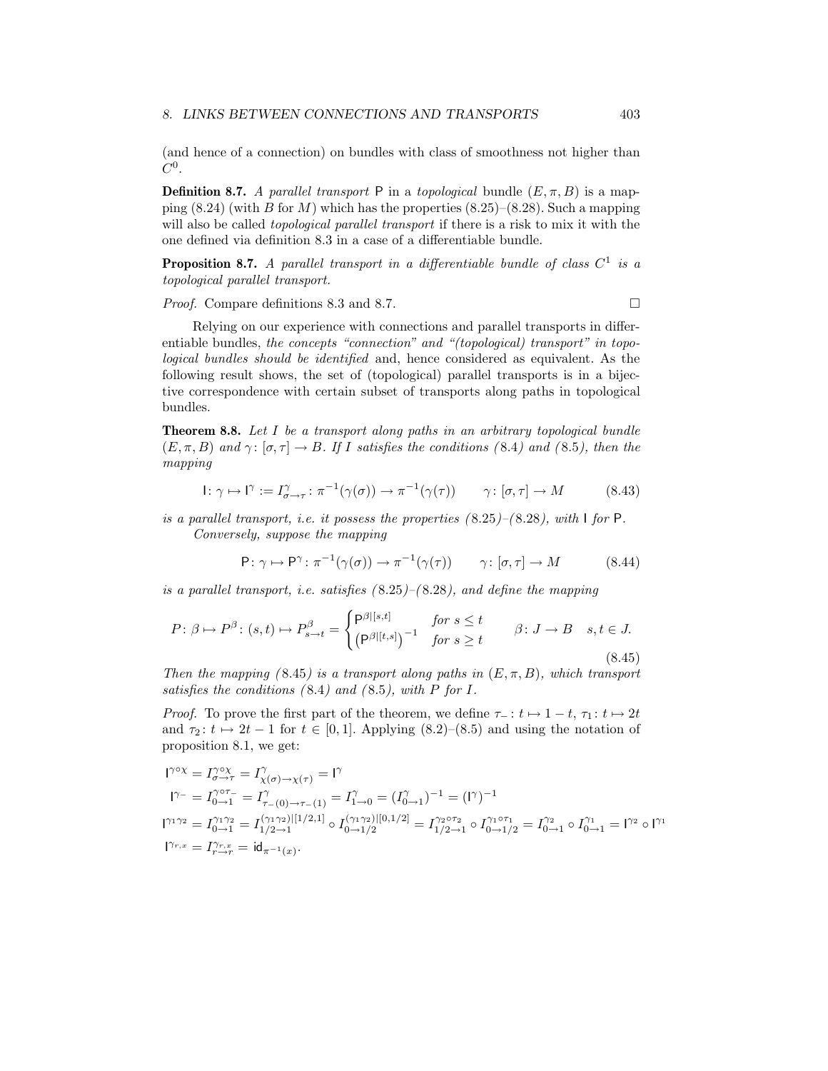(and hence of a connection) on bundles with class of smoothness not higher than $C^0$.

**Definition 8.7.** *A parallel transport* $\mathsf{P}$ *in a topological bundle* $(E, \pi, B)$ *is a mapping* (8.24) *(with* $B$ *for* $M$*) which has the properties* (8.25)–(8.28)*. Such a mapping will also be called topological parallel transport if there is a risk to mix it with the one defined via definition 8.3 in a case of a differentiable bundle.*

**Proposition 8.7.** *A parallel transport in a differentiable bundle of class* $C^1$ *is a topological parallel transport.*

*Proof.* Compare definitions 8.3 and 8.7. □

Relying on our experience with connections and parallel transports in differentiable bundles, *the concepts "connection" and "(topological) transport" in topological bundles should be identified* and, hence considered as equivalent. As the following result shows, the set of (topological) parallel transports is in a bijective correspondence with certain subset of transports along paths in topological bundles.

**Theorem 8.8.** *Let* $I$ *be a transport along paths in an arbitrary topological bundle* $(E, \pi, B)$ *and* $\gamma\colon [\sigma, \tau] \to B$*. If* $I$ *satisfies the conditions* (8.4) *and* (8.5)*, then the mapping*

$$\mathsf{I}\colon \gamma \mapsto \mathsf{I}^\gamma := I^\gamma_{\sigma\to\tau}\colon \pi^{-1}(\gamma(\sigma)) \to \pi^{-1}(\gamma(\tau)) \qquad \gamma\colon [\sigma, \tau] \to M \tag{8.43}$$

*is a parallel transport, i.e. it possess the properties* (8.25)*–*(8.28)*, with* $\mathsf{I}$ *for* $\mathsf{P}$*.*

*Conversely, suppose the mapping*

$$\mathsf{P}\colon \gamma \mapsto \mathsf{P}^\gamma\colon \pi^{-1}(\gamma(\sigma)) \to \pi^{-1}(\gamma(\tau)) \qquad \gamma\colon [\sigma, \tau] \to M \tag{8.44}$$

*is a parallel transport, i.e. satisfies* (8.25)*–*(8.28)*, and define the mapping*

$$P\colon \beta \mapsto P^\beta\colon (s,t) \mapsto P^\beta_{s\to t} = \begin{cases} \mathsf{P}^{\beta|[s,t]} & \text{for } s \le t \\ \left(\mathsf{P}^{\beta|[t,s]}\right)^{-1} & \text{for } s \ge t \end{cases} \qquad \beta\colon J \to B \quad s,t \in J. \tag{8.45}$$

*Then the mapping* (8.45) *is a transport along paths in* $(E, \pi, B)$*, which transport satisfies the conditions* (8.4) *and* (8.5)*, with* $P$ *for* $I$*.*

*Proof.* To prove the first part of the theorem, we define $\tau_-\colon t \mapsto 1 - t$, $\tau_1\colon t \mapsto 2t$ and $\tau_2\colon t \mapsto 2t - 1$ for $t \in [0, 1]$. Applying (8.2)–(8.5) and using the notation of proposition 8.1, we get:

$$\mathsf{I}^{\gamma\circ\chi} = I^{\gamma\circ\chi}_{\sigma\to\tau} = I^\gamma_{\chi(\sigma)\to\chi(\tau)} = \mathsf{I}^\gamma$$

$$\mathsf{I}^{\gamma_-} = I^{\gamma\circ\tau_-}_{0\to1} = I^\gamma_{\tau_-(0)\to\tau_-(1)} = I^\gamma_{1\to0} = (I^\gamma_{0\to1})^{-1} = (\mathsf{I}^\gamma)^{-1}$$

$$\mathsf{I}^{\gamma_1\gamma_2} = I^{\gamma_1\gamma_2}_{0\to1} = I^{(\gamma_1\gamma_2)|[1/2,1]}_{1/2\to1} \circ I^{(\gamma_1\gamma_2)|[0,1/2]}_{0\to1/2} = I^{\gamma_2\circ\tau_2}_{1/2\to1} \circ I^{\gamma_1\circ\tau_1}_{0\to1/2} = I^{\gamma_2}_{0\to1} \circ I^{\gamma_1}_{0\to1} = \mathsf{I}^{\gamma_2} \circ \mathsf{I}^{\gamma_1}$$

$$\mathsf{I}^{\gamma_{r,x}} = I^{\gamma_{r,x}}_{r\to r} = \mathsf{id}_{\pi^{-1}(x)}.$$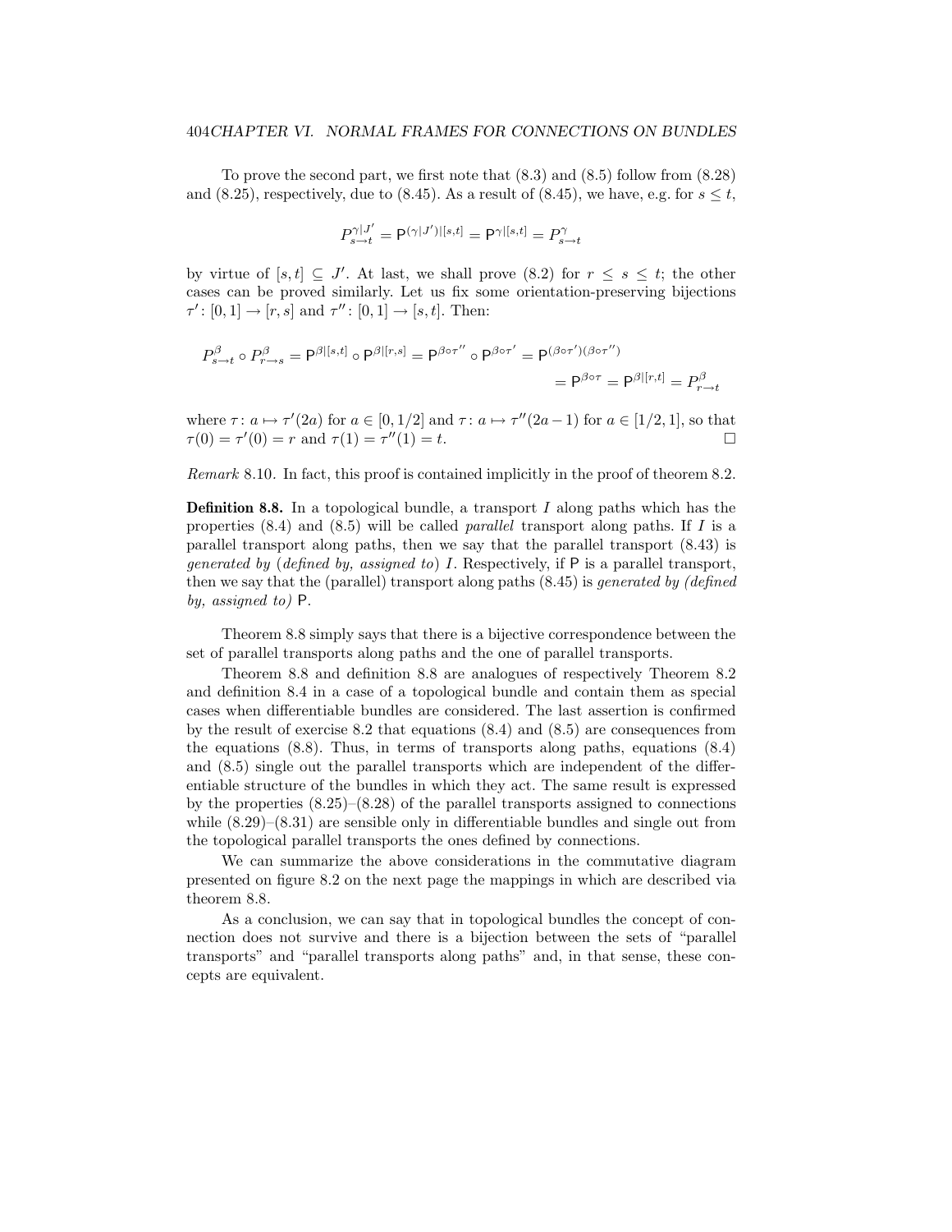To prove the second part, we first note that (8.3) and (8.5) follow from (8.28) and (8.25), respectively, due to (8.45). As a result of (8.45), we have, e.g. for $s \le t$,

$$P^{\gamma|J'}_{s\to t} = \mathsf{P}^{(\gamma|J')|[s,t]} = \mathsf{P}^{\gamma|[s,t]} = P^{\gamma}_{s\to t}$$

by virtue of $[s,t] \subseteq J'$. At last, we shall prove (8.2) for $r \le s \le t$; the other cases can be proved similarly. Let us fix some orientation-preserving bijections $\tau' \colon [0,1] \to [r,s]$ and $\tau'' \colon [0,1] \to [s,t]$. Then:

$$P^{\beta}_{s\to t} \circ P^{\beta}_{r\to s} = \mathsf{P}^{\beta|[s,t]} \circ \mathsf{P}^{\beta|[r,s]} = \mathsf{P}^{\beta\circ\tau''} \circ \mathsf{P}^{\beta\circ\tau'} = \mathsf{P}^{(\beta\circ\tau')(\beta\circ\tau'')}$$
$$= \mathsf{P}^{\beta\circ\tau} = \mathsf{P}^{\beta|[r,t]} = P^{\beta}_{r\to t}$$

where $\tau \colon a \mapsto \tau'(2a)$ for $a \in [0,1/2]$ and $\tau \colon a \mapsto \tau''(2a-1)$ for $a \in [1/2,1]$, so that $\tau(0) = \tau'(0) = r$ and $\tau(1) = \tau''(1) = t$. □

*Remark* 8.10. In fact, this proof is contained implicitly in the proof of theorem 8.2.

**Definition 8.8.** In a topological bundle, a transport $I$ along paths which has the properties (8.4) and (8.5) will be called *parallel* transport along paths. If $I$ is a parallel transport along paths, then we say that the parallel transport (8.43) is *generated by* (*defined by, assigned to*) $I$. Respectively, if $\mathsf{P}$ is a parallel transport, then we say that the (parallel) transport along paths (8.45) is *generated by (defined by, assigned to)* $\mathsf{P}$.

Theorem 8.8 simply says that there is a bijective correspondence between the set of parallel transports along paths and the one of parallel transports.

Theorem 8.8 and definition 8.8 are analogues of respectively Theorem 8.2 and definition 8.4 in a case of a topological bundle and contain them as special cases when differentiable bundles are considered. The last assertion is confirmed by the result of exercise 8.2 that equations (8.4) and (8.5) are consequences from the equations (8.8). Thus, in terms of transports along paths, equations (8.4) and (8.5) single out the parallel transports which are independent of the differentiable structure of the bundles in which they act. The same result is expressed by the properties (8.25)–(8.28) of the parallel transports assigned to connections while (8.29)–(8.31) are sensible only in differentiable bundles and single out from the topological parallel transports the ones defined by connections.

We can summarize the above considerations in the commutative diagram presented on figure 8.2 on the next page the mappings in which are described via theorem 8.8.

As a conclusion, we can say that in topological bundles the concept of connection does not survive and there is a bijection between the sets of "parallel transports" and "parallel transports along paths" and, in that sense, these concepts are equivalent.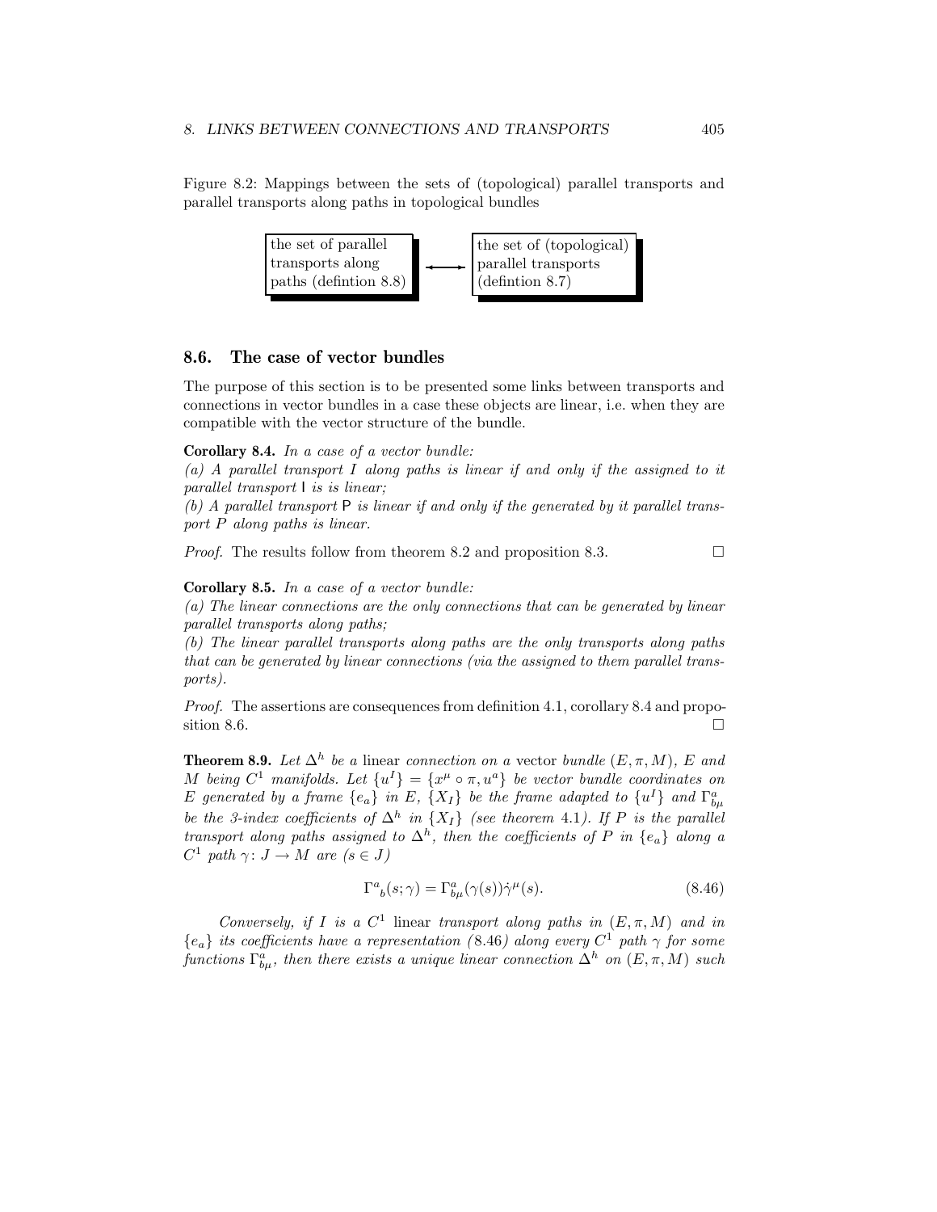Figure 8.2: Mappings between the sets of (topological) parallel transports and parallel transports along paths in topological bundles

| the set of parallel transports along paths (defintion 8.8) | ⟷ | the set of (topological) parallel transports (defintion 8.7) |
|---|---|---|

## 8.6. The case of vector bundles

The purpose of this section is to be presented some links between transports and connections in vector bundles in a case these objects are linear, i.e. when they are compatible with the vector structure of the bundle.

**Corollary 8.4.** *In a case of a vector bundle:*
*(a) A parallel transport $I$ along paths is linear if and only if the assigned to it parallel transport $\mathsf{I}$ is is linear;*
*(b) A parallel transport $\mathsf{P}$ is linear if and only if the generated by it parallel transport $P$ along paths is linear.*

*Proof.* The results follow from theorem 8.2 and proposition 8.3. □

**Corollary 8.5.** *In a case of a vector bundle:*
*(a) The linear connections are the only connections that can be generated by linear parallel transports along paths;*
*(b) The linear parallel transports along paths are the only transports along paths that can be generated by linear connections (via the assigned to them parallel transports).*

*Proof.* The assertions are consequences from definition 4.1, corollary 8.4 and proposition 8.6. □

**Theorem 8.9.** *Let $\Delta^h$ be a* linear *connection on a* vector *bundle $(E, \pi, M)$, $E$ and $M$ being $C^1$ manifolds. Let $\{u^I\} = \{x^\mu \circ \pi, u^a\}$ be vector bundle coordinates on $E$ generated by a frame $\{e_a\}$ in $E$, $\{X_I\}$ be the frame adapted to $\{u^I\}$ and $\Gamma^a_{b\mu}$ be the 3-index coefficients of $\Delta^h$ in $\{X_I\}$ (see theorem 4.1). If $P$ is the parallel transport along paths assigned to $\Delta^h$, then the coefficients of $P$ in $\{e_a\}$ along a $C^1$ path $\gamma\colon J \to M$ are ($s \in J$)*

$$\Gamma^a{}_b(s;\gamma) = \Gamma^a_{b\mu}(\gamma(s))\dot{\gamma}^\mu(s). \tag{8.46}$$

*Conversely, if $I$ is a $C^1$* linear *transport along paths in $(E, \pi, M)$ and in $\{e_a\}$ its coefficients have a representation (8.46) along every $C^1$ path $\gamma$ for some functions $\Gamma^a_{b\mu}$, then there exists a unique linear connection $\Delta^h$ on $(E, \pi, M)$ such*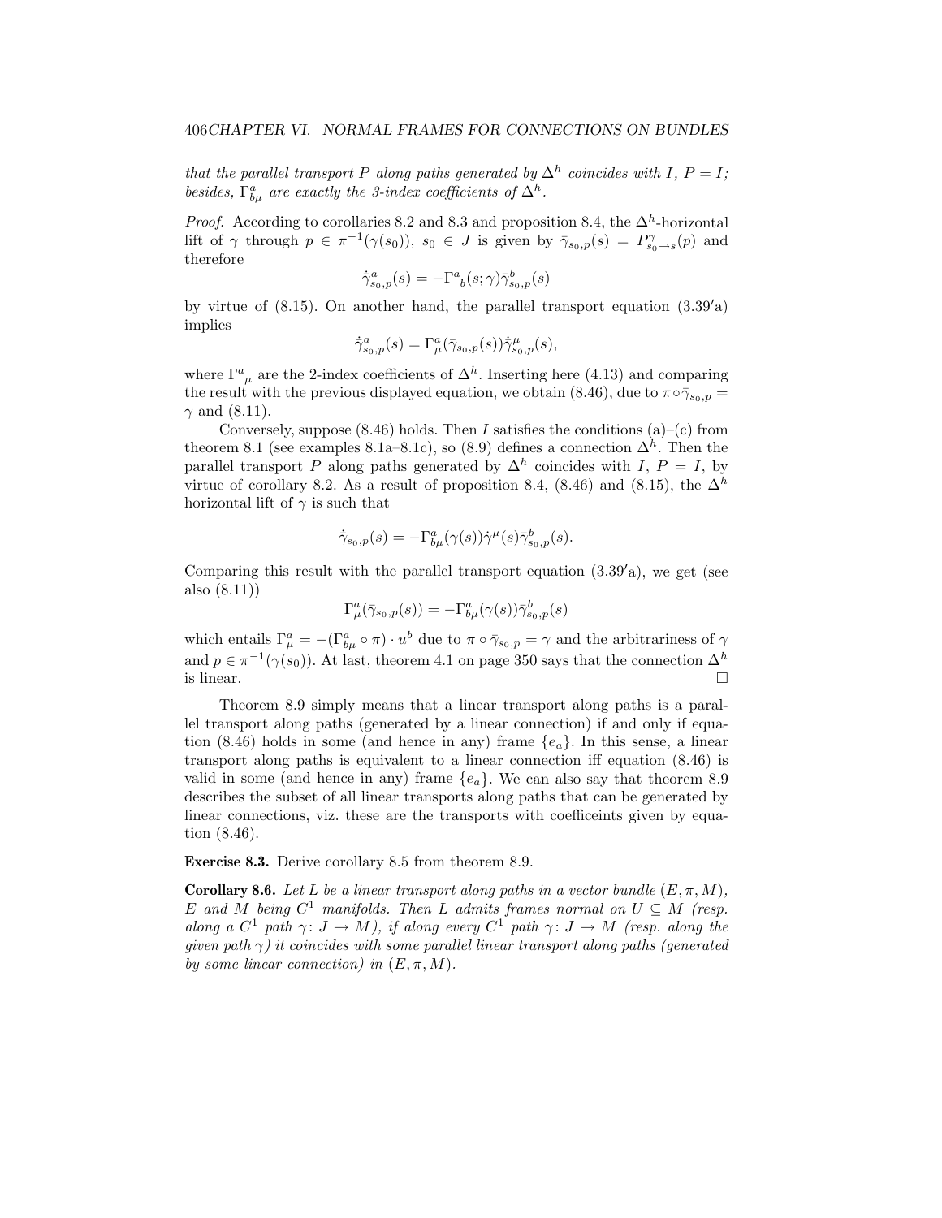*that the parallel transport $P$ along paths generated by $\Delta^h$ coincides with $I$, $P = I$; besides, $\Gamma^a_{b\mu}$ are exactly the 3-index coefficients of $\Delta^h$.*

*Proof.* According to corollaries 8.2 and 8.3 and proposition 8.4, the $\Delta^h$-horizontal lift of $\gamma$ through $p \in \pi^{-1}(\gamma(s_0))$, $s_0 \in J$ is given by $\bar{\gamma}_{s_0,p}(s) = P^{\gamma}_{s_0 \to s}(p)$ and therefore

$$\dot{\bar{\gamma}}^a_{s_0,p}(s) = -\Gamma^a{}_b(s;\gamma)\bar{\gamma}^b_{s_0,p}(s)$$

by virtue of (8.15). On another hand, the parallel transport equation (3.39′a) implies

$$\dot{\bar{\gamma}}^a_{s_0,p}(s) = \Gamma^a_{\mu}(\bar{\gamma}_{s_0,p}(s))\dot{\bar{\gamma}}^{\mu}_{s_0,p}(s),$$

where ${\Gamma^a}_{\mu}$ are the 2-index coefficients of $\Delta^h$. Inserting here (4.13) and comparing the result with the previous displayed equation, we obtain (8.46), due to $\pi \circ \bar{\gamma}_{s_0,p} = \gamma$ and (8.11).

Conversely, suppose (8.46) holds. Then $I$ satisfies the conditions (a)–(c) from theorem 8.1 (see examples 8.1a–8.1c), so (8.9) defines a connection $\Delta^h$. Then the parallel transport $P$ along paths generated by $\Delta^h$ coincides with $I$, $P = I$, by virtue of corollary 8.2. As a result of proposition 8.4, (8.46) and (8.15), the $\Delta^h$ horizontal lift of $\gamma$ is such that

$$\dot{\bar{\gamma}}_{s_0,p}(s) = -\Gamma^a_{b\mu}(\gamma(s))\dot{\gamma}^{\mu}(s)\bar{\gamma}^b_{s_0,p}(s).$$

Comparing this result with the parallel transport equation (3.39′a), we get (see also (8.11))

$$\Gamma^a_{\mu}(\bar{\gamma}_{s_0,p}(s)) = -\Gamma^a_{b\mu}(\gamma(s))\bar{\gamma}^b_{s_0,p}(s)$$

which entails $\Gamma^a_{\mu} = -(\Gamma^a_{b\mu} \circ \pi) \cdot u^b$ due to $\pi \circ \bar{\gamma}_{s_0,p} = \gamma$ and the arbitrariness of $\gamma$ and $p \in \pi^{-1}(\gamma(s_0))$. At last, theorem 4.1 on page 350 says that the connection $\Delta^h$ is linear. □

Theorem 8.9 simply means that a linear transport along paths is a parallel transport along paths (generated by a linear connection) if and only if equation (8.46) holds in some (and hence in any) frame $\{e_a\}$. In this sense, a linear transport along paths is equivalent to a linear connection iff equation (8.46) is valid in some (and hence in any) frame $\{e_a\}$. We can also say that theorem 8.9 describes the subset of all linear transports along paths that can be generated by linear connections, viz. these are the transports with coefficeints given by equation (8.46).

**Exercise 8.3.** Derive corollary 8.5 from theorem 8.9.

**Corollary 8.6.** *Let $L$ be a linear transport along paths in a vector bundle $(E, \pi, M)$, $E$ and $M$ being $C^1$ manifolds. Then $L$ admits frames normal on $U \subseteq M$ (resp. along a $C^1$ path $\gamma\colon J \to M$), if along every $C^1$ path $\gamma\colon J \to M$ (resp. along the given path $\gamma$) it coincides with some parallel linear transport along paths (generated by some linear connection) in $(E, \pi, M)$.*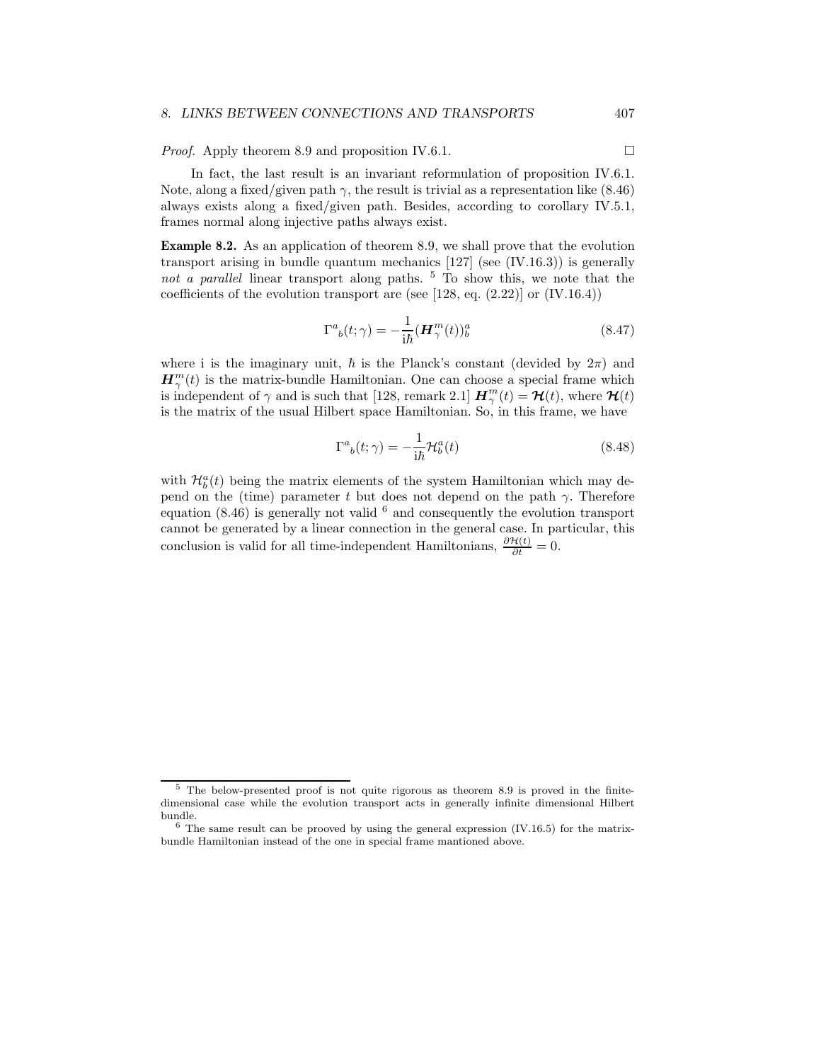*Proof.* Apply theorem 8.9 and proposition IV.6.1. □

In fact, the last result is an invariant reformulation of proposition IV.6.1. Note, along a fixed/given path $\gamma$, the result is trivial as a representation like (8.46) always exists along a fixed/given path. Besides, according to corollary IV.5.1, frames normal along injective paths always exist.

**Example 8.2.** As an application of theorem 8.9, we shall prove that the evolution transport arising in bundle quantum mechanics [127] (see (IV.16.3)) is generally *not a parallel* linear transport along paths. [5] To show this, we note that the coefficients of the evolution transport are (see [128, eq. (2.22)] or (IV.16.4))

$$\Gamma^a{}_b(t;\gamma) = -\frac{1}{\mathrm{i}\hbar}(\boldsymbol{H}^m_\gamma(t))^a_b \tag{8.47}$$

where i is the imaginary unit, $\hbar$ is the Planck's constant (devided by $2\pi$) and $\boldsymbol{H}^m_\gamma(t)$ is the matrix-bundle Hamiltonian. One can choose a special frame which is independent of $\gamma$ and is such that [128, remark 2.1] $\boldsymbol{H}^m_\gamma(t) = \boldsymbol{\mathcal{H}}(t)$, where $\boldsymbol{\mathcal{H}}(t)$ is the matrix of the usual Hilbert space Hamiltonian. So, in this frame, we have

$$\Gamma^a{}_b(t;\gamma) = -\frac{1}{\mathrm{i}\hbar}\mathcal{H}^a_b(t) \tag{8.48}$$

with $\mathcal{H}^a_b(t)$ being the matrix elements of the system Hamiltonian which may depend on the (time) parameter $t$ but does not depend on the path $\gamma$. Therefore equation (8.46) is generally not valid [6] and consequently the evolution transport cannot be generated by a linear connection in the general case. In particular, this conclusion is valid for all time-independent Hamiltonians, $\frac{\partial \mathcal{H}(t)}{\partial t} = 0$.

[5] The below-presented proof is not quite rigorous as theorem 8.9 is proved in the finite-dimensional case while the evolution transport acts in generally infinite dimensional Hilbert bundle.

[6] The same result can be prooved by using the general expression (IV.16.5) for the matrix-bundle Hamiltonian instead of the one in special frame mantioned above.